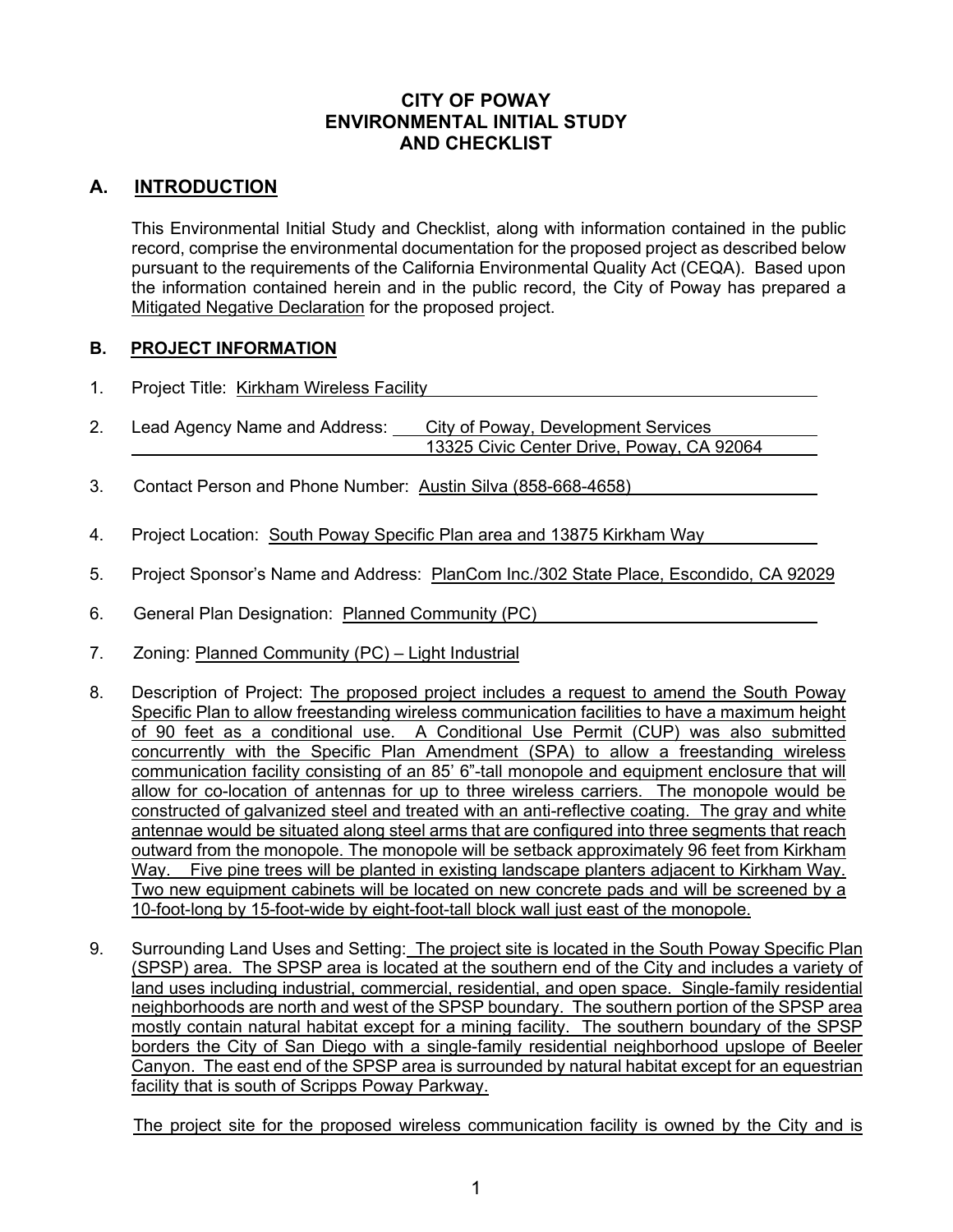# CITY OF POWAY
# ENVIRONMENTAL INITIAL STUDY
# AND CHECKLIST

## A. INTRODUCTION

This Environmental Initial Study and Checklist, along with information contained in the public record, comprise the environmental documentation for the proposed project as described below pursuant to the requirements of the California Environmental Quality Act (CEQA). Based upon the information contained herein and in the public record, the City of Poway has prepared a Mitigated Negative Declaration for the proposed project.

## B. PROJECT INFORMATION

1. Project Title: Kirkham Wireless Facility

2. Lead Agency Name and Address: City of Poway, Development Services
   13325 Civic Center Drive, Poway, CA 92064

3. Contact Person and Phone Number: Austin Silva (858-668-4658)

4. Project Location: South Poway Specific Plan area and 13875 Kirkham Way

5. Project Sponsor's Name and Address: PlanCom Inc./302 State Place, Escondido, CA 92029

6. General Plan Designation: Planned Community (PC)

7. Zoning: Planned Community (PC) – Light Industrial

8. Description of Project: The proposed project includes a request to amend the South Poway Specific Plan to allow freestanding wireless communication facilities to have a maximum height of 90 feet as a conditional use. A Conditional Use Permit (CUP) was also submitted concurrently with the Specific Plan Amendment (SPA) to allow a freestanding wireless communication facility consisting of an 85' 6"-tall monopole and equipment enclosure that will allow for co-location of antennas for up to three wireless carriers. The monopole would be constructed of galvanized steel and treated with an anti-reflective coating. The gray and white antennae would be situated along steel arms that are configured into three segments that reach outward from the monopole. The monopole will be setback approximately 96 feet from Kirkham Way. Five pine trees will be planted in existing landscape planters adjacent to Kirkham Way. Two new equipment cabinets will be located on new concrete pads and will be screened by a 10-foot-long by 15-foot-wide by eight-foot-tall block wall just east of the monopole.

9. Surrounding Land Uses and Setting: The project site is located in the South Poway Specific Plan (SPSP) area. The SPSP area is located at the southern end of the City and includes a variety of land uses including industrial, commercial, residential, and open space. Single-family residential neighborhoods are north and west of the SPSP boundary. The southern portion of the SPSP area mostly contain natural habitat except for a mining facility. The southern boundary of the SPSP borders the City of San Diego with a single-family residential neighborhood upslope of Beeler Canyon. The east end of the SPSP area is surrounded by natural habitat except for an equestrian facility that is south of Scripps Poway Parkway.

   The project site for the proposed wireless communication facility is owned by the City and is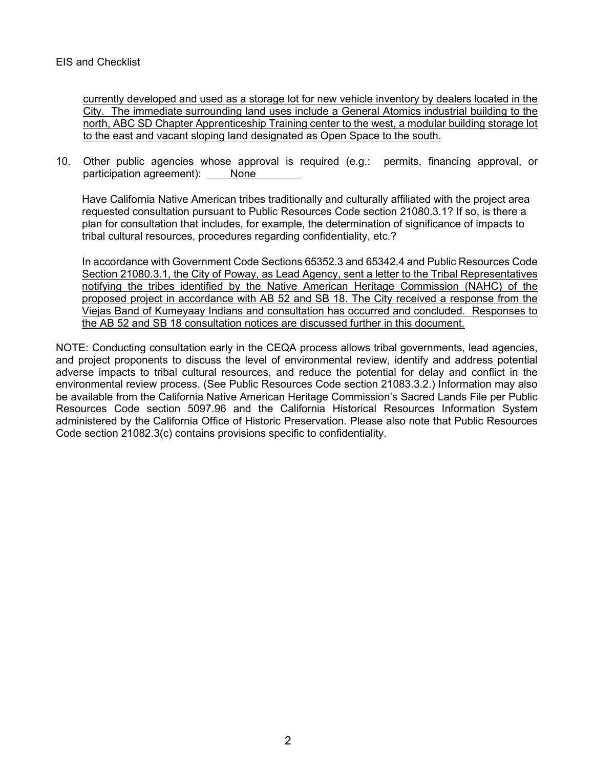currently developed and used as a storage lot for new vehicle inventory by dealers located in the City. The immediate surrounding land uses include a General Atomics industrial building to the north, ABC SD Chapter Apprenticeship Training center to the west, a modular building storage lot to the east and vacant sloping land designated as Open Space to the south.

10. Other public agencies whose approval is required (e.g.: permits, financing approval, or participation agreement): None

Have California Native American tribes traditionally and culturally affiliated with the project area requested consultation pursuant to Public Resources Code section 21080.3.1? If so, is there a plan for consultation that includes, for example, the determination of significance of impacts to tribal cultural resources, procedures regarding confidentiality, etc.?

In accordance with Government Code Sections 65352.3 and 65342.4 and Public Resources Code Section 21080.3.1, the City of Poway, as Lead Agency, sent a letter to the Tribal Representatives notifying the tribes identified by the Native American Heritage Commission (NAHC) of the proposed project in accordance with AB 52 and SB 18. The City received a response from the Viejas Band of Kumeyaay Indians and consultation has occurred and concluded. Responses to the AB 52 and SB 18 consultation notices are discussed further in this document.

NOTE: Conducting consultation early in the CEQA process allows tribal governments, lead agencies, and project proponents to discuss the level of environmental review, identify and address potential adverse impacts to tribal cultural resources, and reduce the potential for delay and conflict in the environmental review process. (See Public Resources Code section 21083.3.2.) Information may also be available from the California Native American Heritage Commission's Sacred Lands File per Public Resources Code section 5097.96 and the California Historical Resources Information System administered by the California Office of Historic Preservation. Please also note that Public Resources Code section 21082.3(c) contains provisions specific to confidentiality.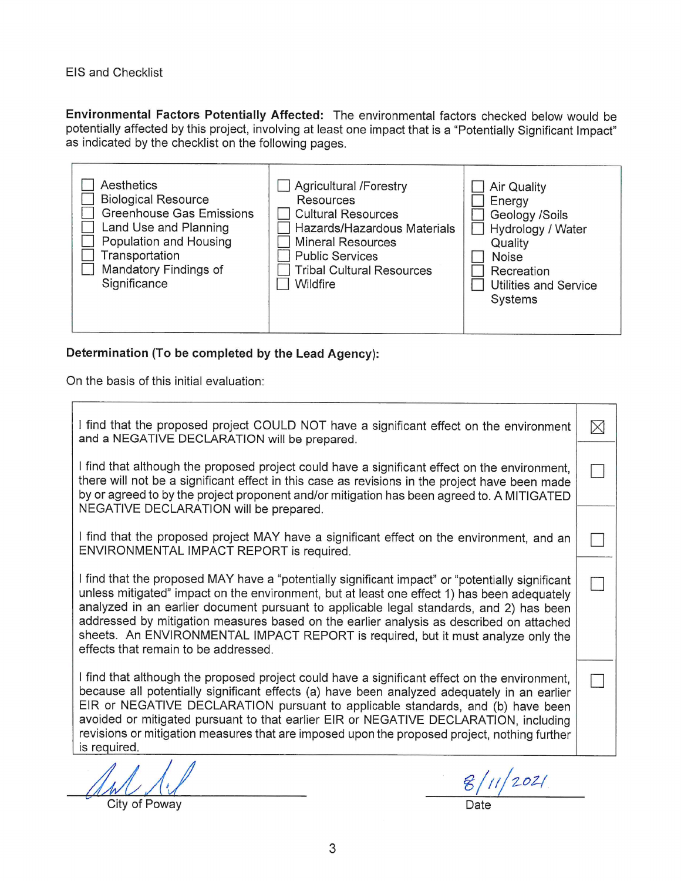EIS and Checklist

**Environmental Factors Potentially Affected:** The environmental factors checked below would be potentially affected by this project, involving at least one impact that is a "Potentially Significant Impact" as indicated by the checklist on the following pages.

| | | |
|---|---|---|
| ☐ Aesthetics | ☐ Agricultural /Forestry Resources | ☐ Air Quality |
| ☐ Biological Resource | ☐ Cultural Resources | ☐ Energy |
| ☐ Greenhouse Gas Emissions | ☐ Hazards/Hazardous Materials | ☐ Geology /Soils |
| ☐ Land Use and Planning | ☐ Mineral Resources | ☐ Hydrology / Water Quality |
| ☐ Population and Housing | ☐ Public Services | ☐ Noise |
| ☐ Transportation | ☐ Tribal Cultural Resources | ☐ Recreation |
| ☐ Mandatory Findings of Significance | ☐ Wildfire | ☐ Utilities and Service Systems |

**Determination (To be completed by the Lead Agency):**

On the basis of this initial evaluation:

| | |
|---|---|
| I find that the proposed project COULD NOT have a significant effect on the environment and a NEGATIVE DECLARATION will be prepared. | ☒ |
| I find that although the proposed project could have a significant effect on the environment, there will not be a significant effect in this case as revisions in the project have been made by or agreed to by the project proponent and/or mitigation has been agreed to. A MITIGATED NEGATIVE DECLARATION will be prepared. | ☐ |
| I find that the proposed project MAY have a significant effect on the environment, and an ENVIRONMENTAL IMPACT REPORT is required. | ☐ |
| I find that the proposed MAY have a "potentially significant impact" or "potentially significant unless mitigated" impact on the environment, but at least one effect 1) has been adequately analyzed in an earlier document pursuant to applicable legal standards, and 2) has been addressed by mitigation measures based on the earlier analysis as described on attached sheets. An ENVIRONMENTAL IMPACT REPORT is required, but it must analyze only the effects that remain to be addressed. | ☐ |
| I find that although the proposed project could have a significant effect on the environment, because all potentially significant effects (a) have been analyzed adequately in an earlier EIR or NEGATIVE DECLARATION pursuant to applicable standards, and (b) have been avoided or mitigated pursuant to that earlier EIR or NEGATIVE DECLARATION, including revisions or mitigation measures that are imposed upon the proposed project, nothing further is required. | ☐ |

[Signature]
City of Poway

8/11/2021
Date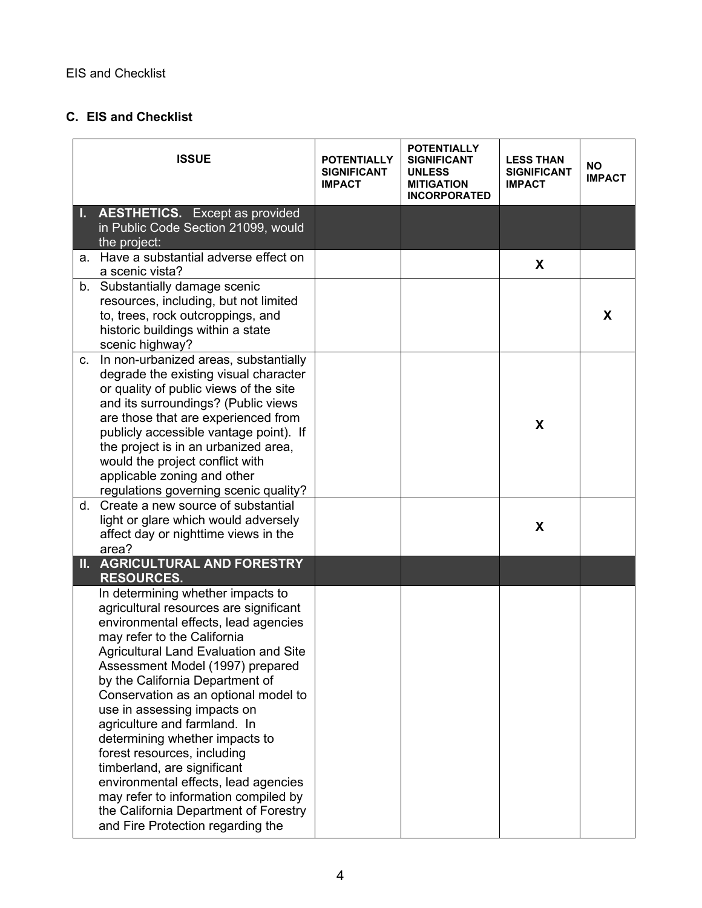EIS and Checklist

### C. EIS and Checklist

| ISSUE | POTENTIALLY SIGNIFICANT IMPACT | POTENTIALLY SIGNIFICANT UNLESS MITIGATION INCORPORATED | LESS THAN SIGNIFICANT IMPACT | NO IMPACT |
|---|---|---|---|---|
| **I. AESTHETICS.** Except as provided in Public Code Section 21099, would the project: | | | | |
| a. Have a substantial adverse effect on a scenic vista? | | | X | |
| b. Substantially damage scenic resources, including, but not limited to, trees, rock outcroppings, and historic buildings within a state scenic highway? | | | | X |
| c. In non-urbanized areas, substantially degrade the existing visual character or quality of public views of the site and its surroundings? (Public views are those that are experienced from publicly accessible vantage point). If the project is in an urbanized area, would the project conflict with applicable zoning and other regulations governing scenic quality? | | | X | |
| d. Create a new source of substantial light or glare which would adversely affect day or nighttime views in the area? | | | X | |
| **II. AGRICULTURAL AND FORESTRY RESOURCES.** | | | | |
| In determining whether impacts to agricultural resources are significant environmental effects, lead agencies may refer to the California Agricultural Land Evaluation and Site Assessment Model (1997) prepared by the California Department of Conservation as an optional model to use in assessing impacts on agriculture and farmland. In determining whether impacts to forest resources, including timberland, are significant environmental effects, lead agencies may refer to information compiled by the California Department of Forestry and Fire Protection regarding the | | | | |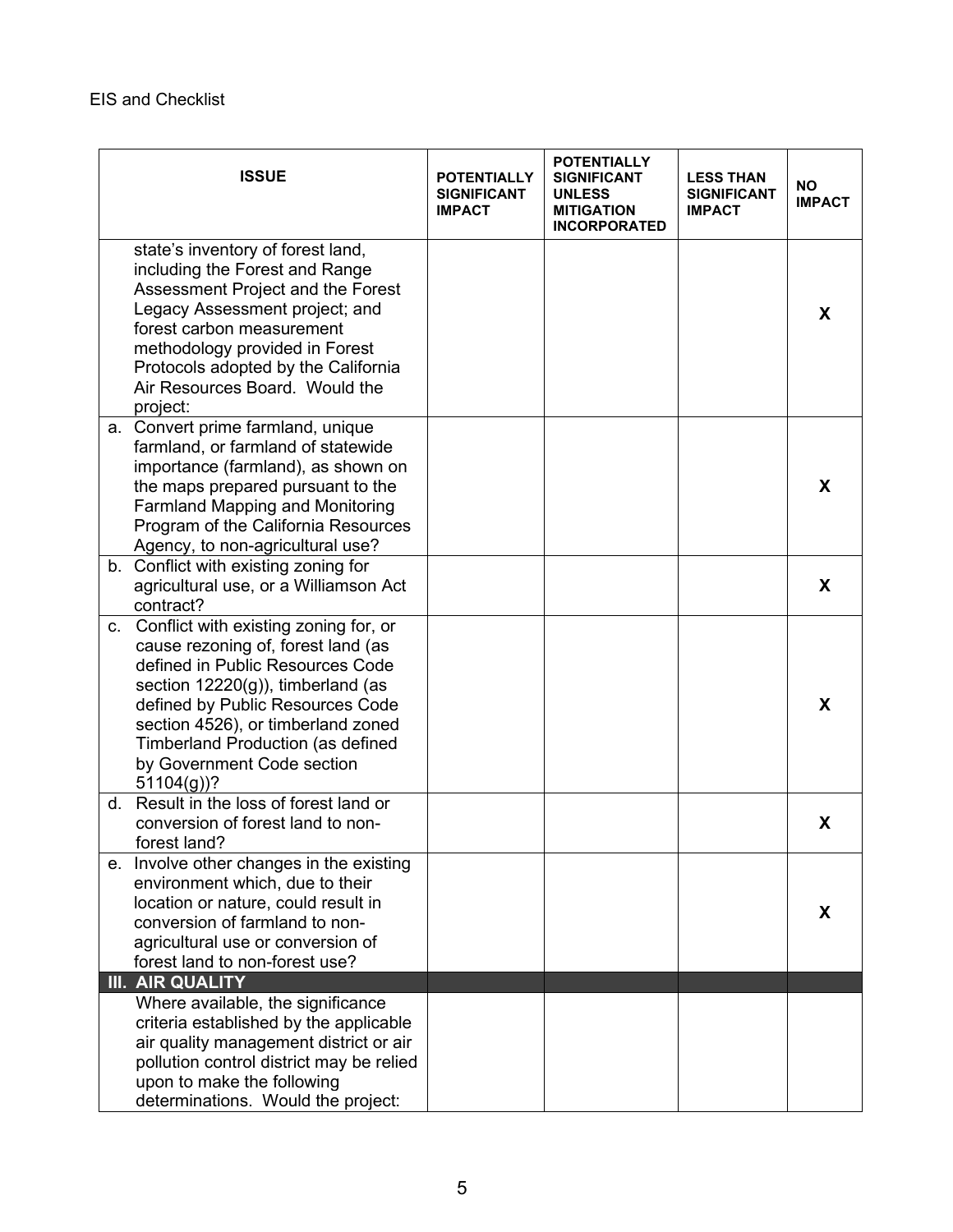| ISSUE | POTENTIALLY SIGNIFICANT IMPACT | POTENTIALLY SIGNIFICANT UNLESS MITIGATION INCORPORATED | LESS THAN SIGNIFICANT IMPACT | NO IMPACT |
|---|---|---|---|---|
| state's inventory of forest land, including the Forest and Range Assessment Project and the Forest Legacy Assessment project; and forest carbon measurement methodology provided in Forest Protocols adopted by the California Air Resources Board. Would the project: | | | | X |
| a. Convert prime farmland, unique farmland, or farmland of statewide importance (farmland), as shown on the maps prepared pursuant to the Farmland Mapping and Monitoring Program of the California Resources Agency, to non-agricultural use? | | | | X |
| b. Conflict with existing zoning for agricultural use, or a Williamson Act contract? | | | | X |
| c. Conflict with existing zoning for, or cause rezoning of, forest land (as defined in Public Resources Code section 12220(g)), timberland (as defined by Public Resources Code section 4526), or timberland zoned Timberland Production (as defined by Government Code section 51104(g))? | | | | X |
| d. Result in the loss of forest land or conversion of forest land to non-forest land? | | | | X |
| e. Involve other changes in the existing environment which, due to their location or nature, could result in conversion of farmland to non-agricultural use or conversion of forest land to non-forest use? | | | | X |
| **III. AIR QUALITY** | | | | |
| Where available, the significance criteria established by the applicable air quality management district or air pollution control district may be relied upon to make the following determinations. Would the project: | | | | |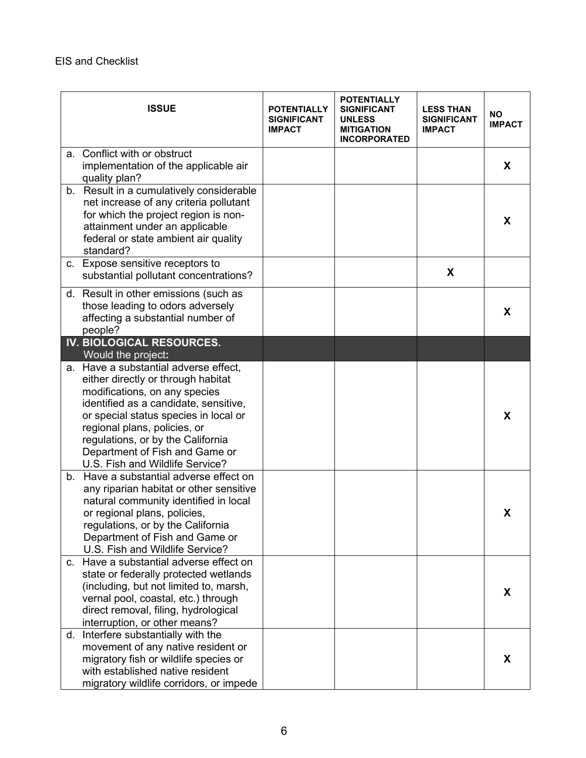EIS and Checklist

| ISSUE | POTENTIALLY SIGNIFICANT IMPACT | POTENTIALLY SIGNIFICANT UNLESS MITIGATION INCORPORATED | LESS THAN SIGNIFICANT IMPACT | NO IMPACT |
|---|---|---|---|---|
| a. Conflict with or obstruct implementation of the applicable air quality plan? | | | | X |
| b. Result in a cumulatively considerable net increase of any criteria pollutant for which the project region is non-attainment under an applicable federal or state ambient air quality standard? | | | | X |
| c. Expose sensitive receptors to substantial pollutant concentrations? | | | X | |
| d. Result in other emissions (such as those leading to odors adversely affecting a substantial number of people? | | | | X |
| **IV. BIOLOGICAL RESOURCES.** Would the project**:** | | | | |
| a. Have a substantial adverse effect, either directly or through habitat modifications, on any species identified as a candidate, sensitive, or special status species in local or regional plans, policies, or regulations, or by the California Department of Fish and Game or U.S. Fish and Wildlife Service? | | | | X |
| b. Have a substantial adverse effect on any riparian habitat or other sensitive natural community identified in local or regional plans, policies, regulations, or by the California Department of Fish and Game or U.S. Fish and Wildlife Service? | | | | X |
| c. Have a substantial adverse effect on state or federally protected wetlands (including, but not limited to, marsh, vernal pool, coastal, etc.) through direct removal, filing, hydrological interruption, or other means? | | | | X |
| d. Interfere substantially with the movement of any native resident or migratory fish or wildlife species or with established native resident migratory wildlife corridors, or impede | | | | X |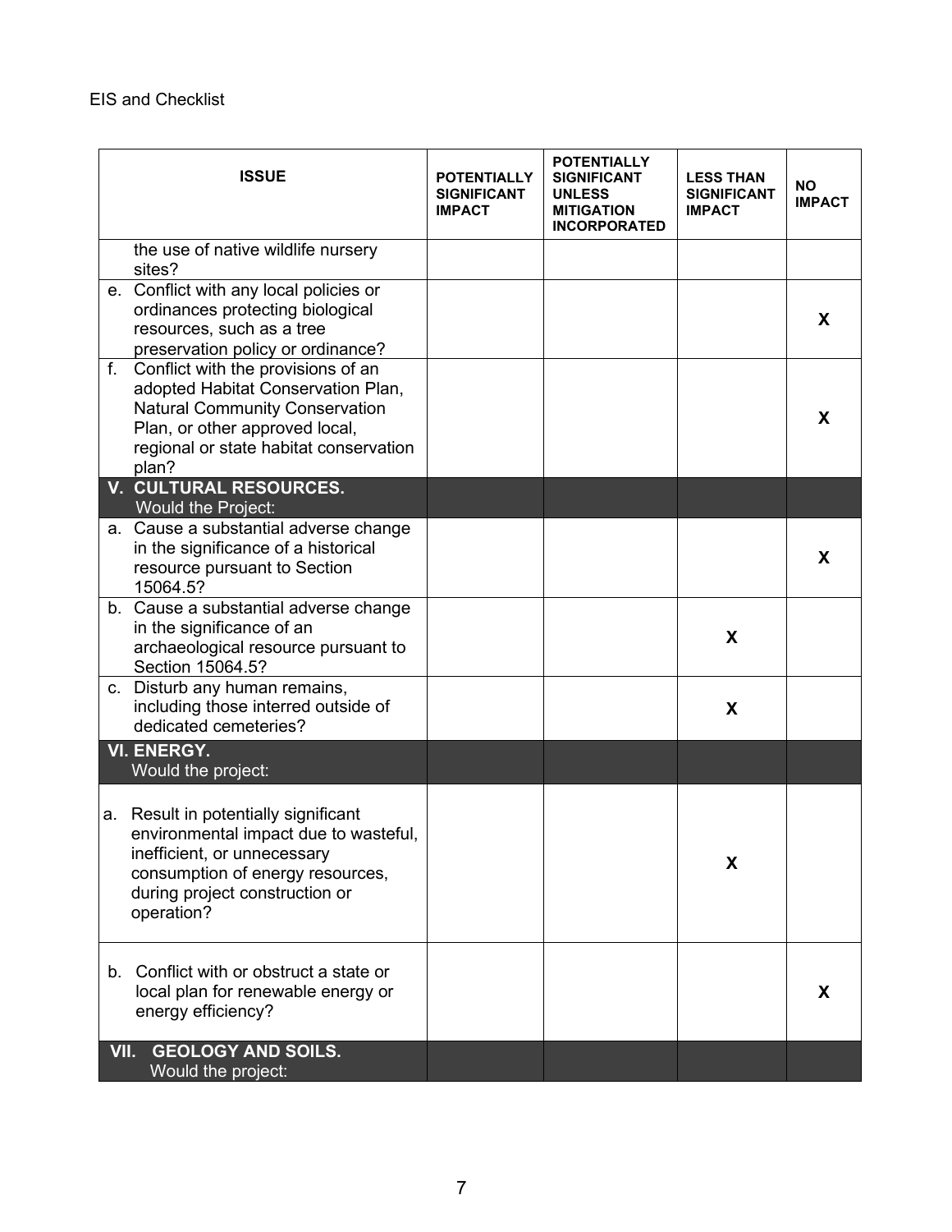EIS and Checklist

| ISSUE | POTENTIALLY SIGNIFICANT IMPACT | POTENTIALLY SIGNIFICANT UNLESS MITIGATION INCORPORATED | LESS THAN SIGNIFICANT IMPACT | NO IMPACT |
|---|---|---|---|---|
| the use of native wildlife nursery sites? | | | | |
| e. Conflict with any local policies or ordinances protecting biological resources, such as a tree preservation policy or ordinance? | | | | X |
| f. Conflict with the provisions of an adopted Habitat Conservation Plan, Natural Community Conservation Plan, or other approved local, regional or state habitat conservation plan? | | | | X |
| **V. CULTURAL RESOURCES.** Would the Project: | | | | |
| a. Cause a substantial adverse change in the significance of a historical resource pursuant to Section 15064.5? | | | | X |
| b. Cause a substantial adverse change in the significance of an archaeological resource pursuant to Section 15064.5? | | | X | |
| c. Disturb any human remains, including those interred outside of dedicated cemeteries? | | | X | |
| **VI. ENERGY.** Would the project: | | | | |
| a. Result in potentially significant environmental impact due to wasteful, inefficient, or unnecessary consumption of energy resources, during project construction or operation? | | | X | |
| b. Conflict with or obstruct a state or local plan for renewable energy or energy efficiency? | | | | X |
| **VII. GEOLOGY AND SOILS.** Would the project: | | | | |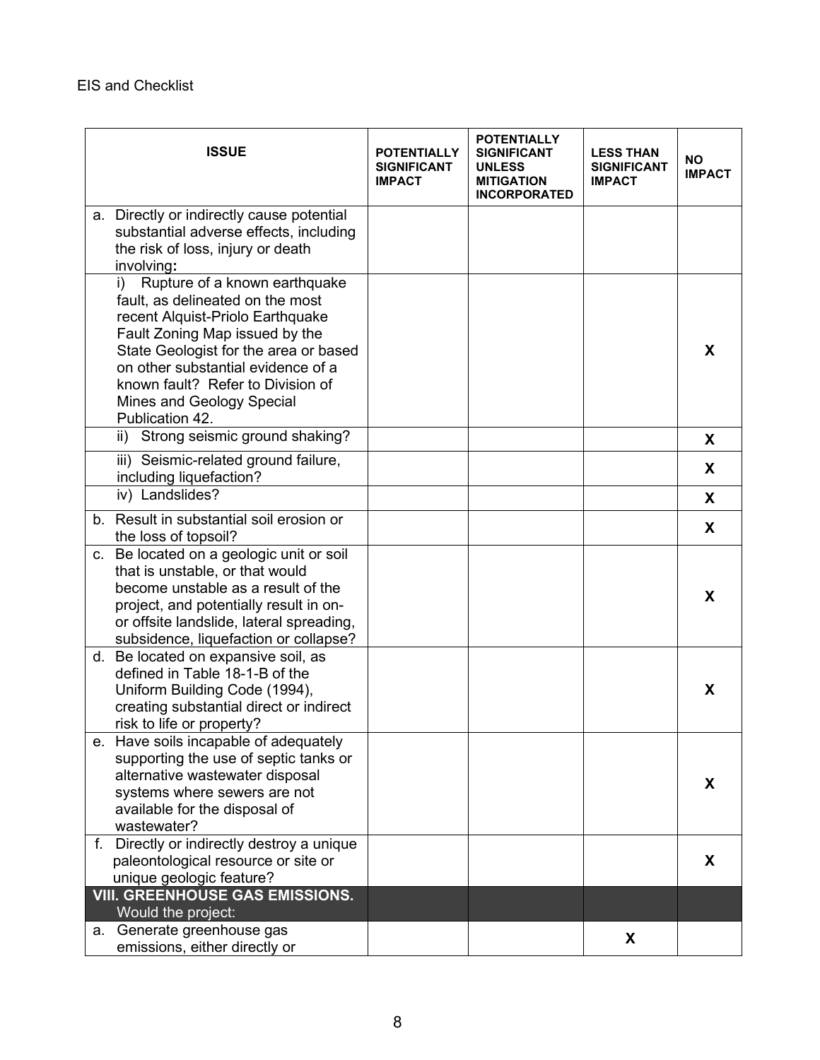EIS and Checklist

| ISSUE | POTENTIALLY SIGNIFICANT IMPACT | POTENTIALLY SIGNIFICANT UNLESS MITIGATION INCORPORATED | LESS THAN SIGNIFICANT IMPACT | NO IMPACT |
|---|---|---|---|---|
| a. Directly or indirectly cause potential substantial adverse effects, including the risk of loss, injury or death involving**:** | | | | |
| i) Rupture of a known earthquake fault, as delineated on the most recent Alquist-Priolo Earthquake Fault Zoning Map issued by the State Geologist for the area or based on other substantial evidence of a known fault? Refer to Division of Mines and Geology Special Publication 42. | | | | **X** |
| ii) Strong seismic ground shaking? | | | | **X** |
| iii) Seismic-related ground failure, including liquefaction? | | | | **X** |
| iv) Landslides? | | | | **X** |
| b. Result in substantial soil erosion or the loss of topsoil? | | | | **X** |
| c. Be located on a geologic unit or soil that is unstable, or that would become unstable as a result of the project, and potentially result in on- or offsite landslide, lateral spreading, subsidence, liquefaction or collapse? | | | | **X** |
| d. Be located on expansive soil, as defined in Table 18-1-B of the Uniform Building Code (1994), creating substantial direct or indirect risk to life or property? | | | | **X** |
| e. Have soils incapable of adequately supporting the use of septic tanks or alternative wastewater disposal systems where sewers are not available for the disposal of wastewater? | | | | **X** |
| f. Directly or indirectly destroy a unique paleontological resource or site or unique geologic feature? | | | | **X** |
| **VIII. GREENHOUSE GAS EMISSIONS.** Would the project: | | | | |
| a. Generate greenhouse gas emissions, either directly or | | | **X** | |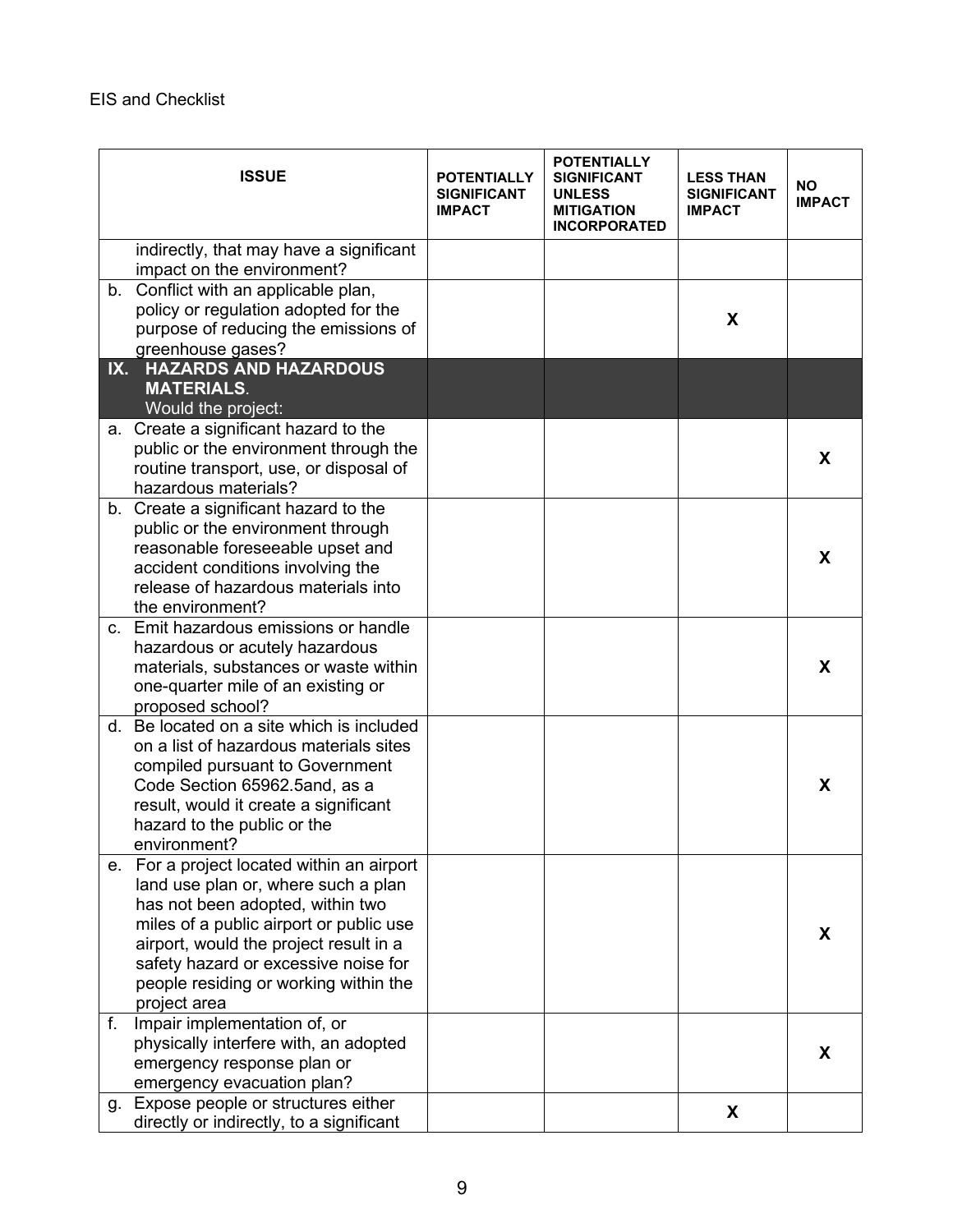EIS and Checklist

| ISSUE | POTENTIALLY SIGNIFICANT IMPACT | POTENTIALLY SIGNIFICANT UNLESS MITIGATION INCORPORATED | LESS THAN SIGNIFICANT IMPACT | NO IMPACT |
|---|---|---|---|---|
| indirectly, that may have a significant impact on the environment? | | | | |
| b. Conflict with an applicable plan, policy or regulation adopted for the purpose of reducing the emissions of greenhouse gases? | | | X | |
| **IX. HAZARDS AND HAZARDOUS MATERIALS**. Would the project: | | | | |
| a. Create a significant hazard to the public or the environment through the routine transport, use, or disposal of hazardous materials? | | | | X |
| b. Create a significant hazard to the public or the environment through reasonable foreseeable upset and accident conditions involving the release of hazardous materials into the environment? | | | | X |
| c. Emit hazardous emissions or handle hazardous or acutely hazardous materials, substances or waste within one-quarter mile of an existing or proposed school? | | | | X |
| d. Be located on a site which is included on a list of hazardous materials sites compiled pursuant to Government Code Section 65962.5and, as a result, would it create a significant hazard to the public or the environment? | | | | X |
| e. For a project located within an airport land use plan or, where such a plan has not been adopted, within two miles of a public airport or public use airport, would the project result in a safety hazard or excessive noise for people residing or working within the project area | | | | X |
| f. Impair implementation of, or physically interfere with, an adopted emergency response plan or emergency evacuation plan? | | | | X |
| g. Expose people or structures either directly or indirectly, to a significant | | | X | |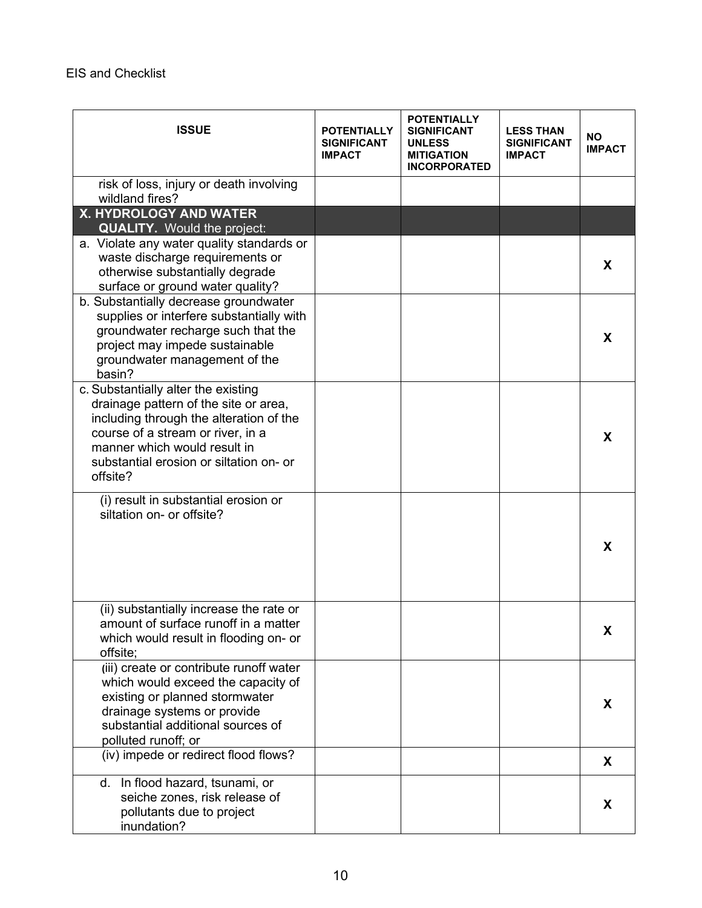| ISSUE | POTENTIALLY SIGNIFICANT IMPACT | POTENTIALLY SIGNIFICANT UNLESS MITIGATION INCORPORATED | LESS THAN SIGNIFICANT IMPACT | NO IMPACT |
|---|---|---|---|---|
| risk of loss, injury or death involving wildland fires? | | | | |
| **X. HYDROLOGY AND WATER QUALITY.** Would the project: | | | | |
| a. Violate any water quality standards or waste discharge requirements or otherwise substantially degrade surface or ground water quality? | | | | **X** |
| b. Substantially decrease groundwater supplies or interfere substantially with groundwater recharge such that the project may impede sustainable groundwater management of the basin? | | | | **X** |
| c. Substantially alter the existing drainage pattern of the site or area, including through the alteration of the course of a stream or river, in a manner which would result in substantial erosion or siltation on- or offsite? | | | | **X** |
| (i) result in substantial erosion or siltation on- or offsite? | | | | **X** |
| (ii) substantially increase the rate or amount of surface runoff in a matter which would result in flooding on- or offsite; | | | | **X** |
| (iii) create or contribute runoff water which would exceed the capacity of existing or planned stormwater drainage systems or provide substantial additional sources of polluted runoff; or | | | | **X** |
| (iv) impede or redirect flood flows? | | | | **X** |
| d. In flood hazard, tsunami, or seiche zones, risk release of pollutants due to project inundation? | | | | **X** |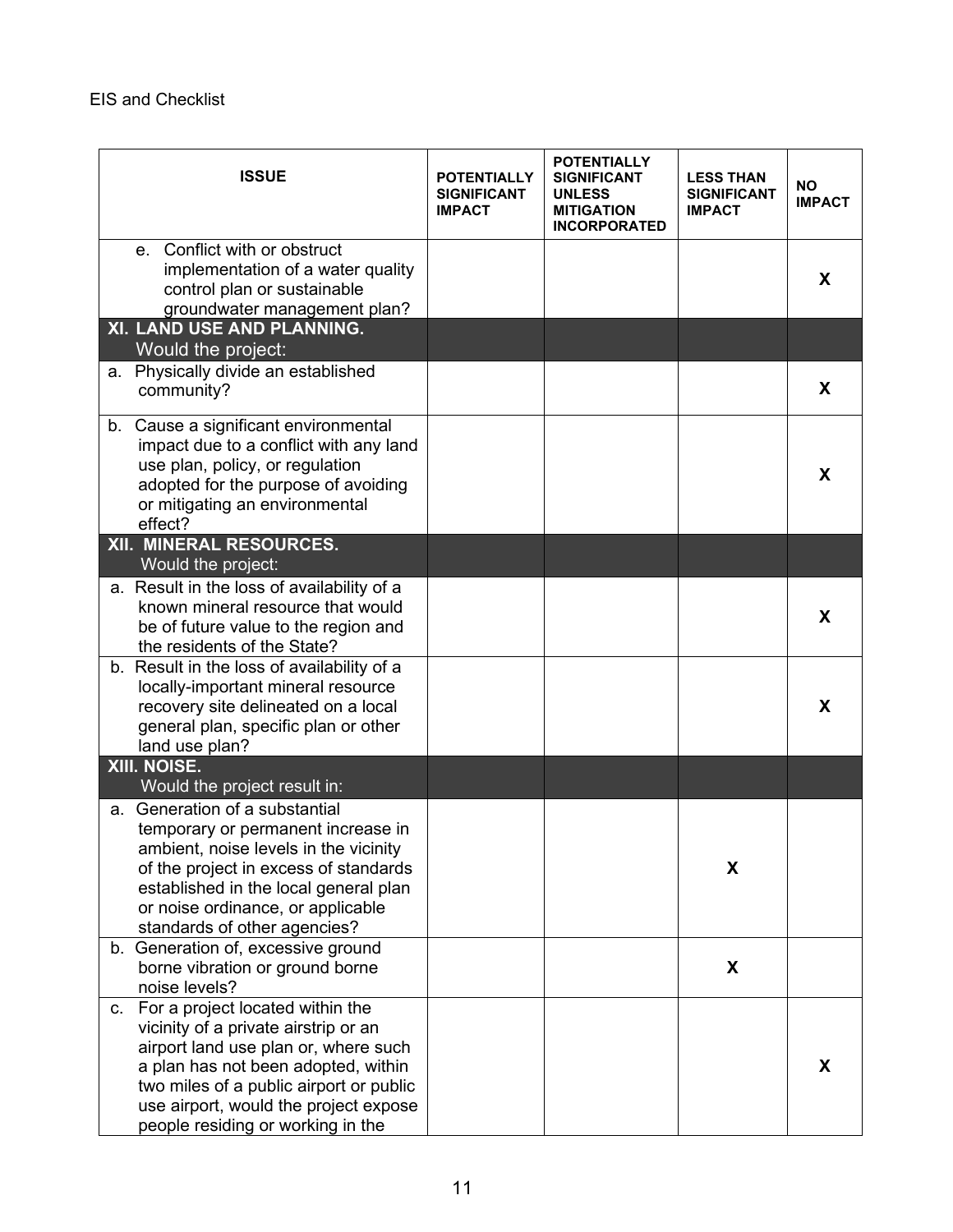EIS and Checklist

| ISSUE | POTENTIALLY SIGNIFICANT IMPACT | POTENTIALLY SIGNIFICANT UNLESS MITIGATION INCORPORATED | LESS THAN SIGNIFICANT IMPACT | NO IMPACT |
|---|---|---|---|---|
| e. Conflict with or obstruct implementation of a water quality control plan or sustainable groundwater management plan? | | | | X |
| **XI. LAND USE AND PLANNING.** Would the project: | | | | |
| a. Physically divide an established community? | | | | X |
| b. Cause a significant environmental impact due to a conflict with any land use plan, policy, or regulation adopted for the purpose of avoiding or mitigating an environmental effect? | | | | X |
| **XII. MINERAL RESOURCES.** Would the project: | | | | |
| a. Result in the loss of availability of a known mineral resource that would be of future value to the region and the residents of the State? | | | | X |
| b. Result in the loss of availability of a locally-important mineral resource recovery site delineated on a local general plan, specific plan or other land use plan? | | | | X |
| **XIII. NOISE.** Would the project result in: | | | | |
| a. Generation of a substantial temporary or permanent increase in ambient, noise levels in the vicinity of the project in excess of standards established in the local general plan or noise ordinance, or applicable standards of other agencies? | | | X | |
| b. Generation of, excessive ground borne vibration or ground borne noise levels? | | | X | |
| c. For a project located within the vicinity of a private airstrip or an airport land use plan or, where such a plan has not been adopted, within two miles of a public airport or public use airport, would the project expose people residing or working in the | | | | X |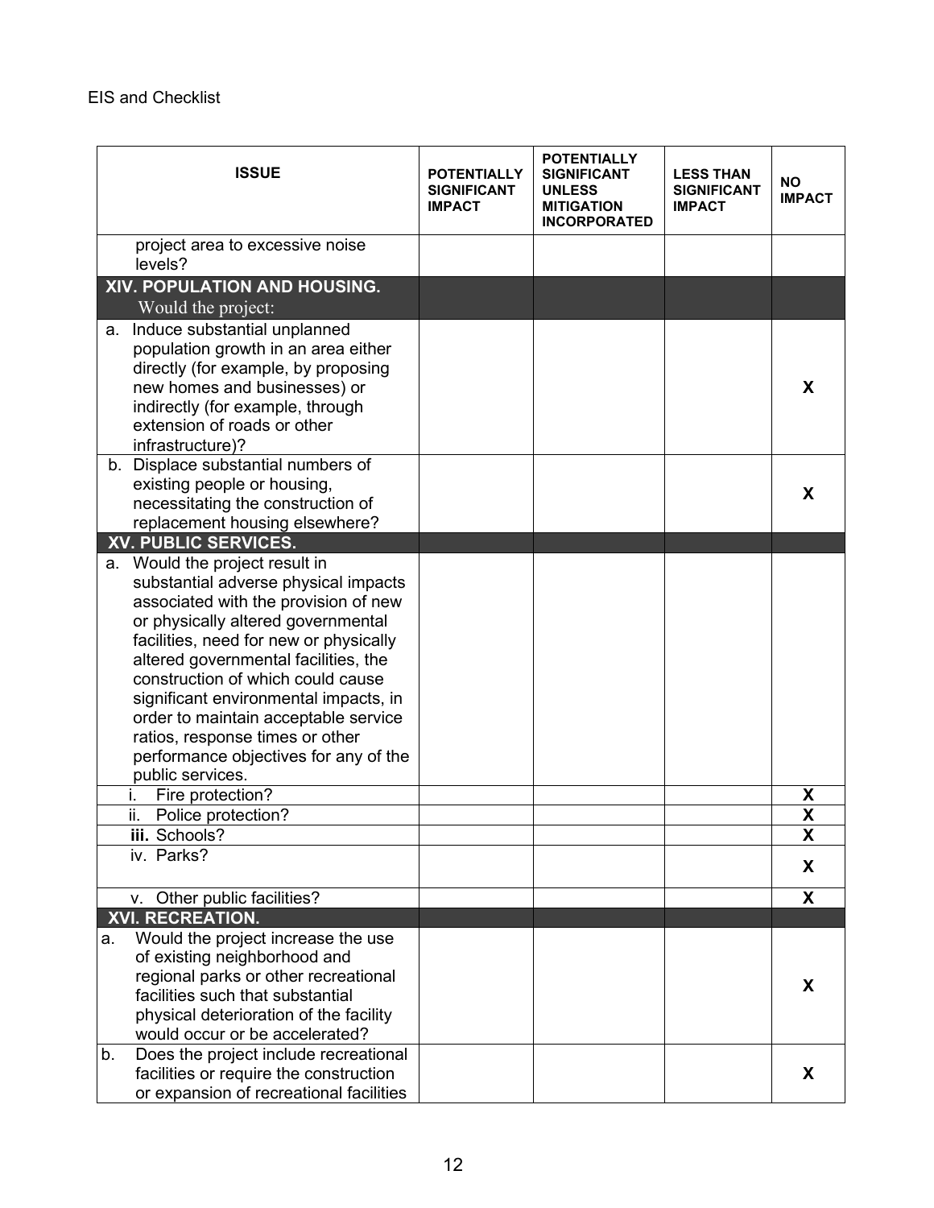EIS and Checklist

| ISSUE | POTENTIALLY SIGNIFICANT IMPACT | POTENTIALLY SIGNIFICANT UNLESS MITIGATION INCORPORATED | LESS THAN SIGNIFICANT IMPACT | NO IMPACT |
|---|---|---|---|---|
| project area to excessive noise levels? | | | | |
| **XIV. POPULATION AND HOUSING.** Would the project: | | | | |
| a. Induce substantial unplanned population growth in an area either directly (for example, by proposing new homes and businesses) or indirectly (for example, through extension of roads or other infrastructure)? | | | | **X** |
| b. Displace substantial numbers of existing people or housing, necessitating the construction of replacement housing elsewhere? | | | | **X** |
| **XV. PUBLIC SERVICES.** | | | | |
| a. Would the project result in substantial adverse physical impacts associated with the provision of new or physically altered governmental facilities, need for new or physically altered governmental facilities, the construction of which could cause significant environmental impacts, in order to maintain acceptable service ratios, response times or other performance objectives for any of the public services. | | | | |
| i. Fire protection? | | | | **X** |
| ii. Police protection? | | | | **X** |
| **iii.** Schools? | | | | **X** |
| iv. Parks? | | | | **X** |
| v. Other public facilities? | | | | **X** |
| **XVI. RECREATION.** | | | | |
| a. Would the project increase the use of existing neighborhood and regional parks or other recreational facilities such that substantial physical deterioration of the facility would occur or be accelerated? | | | | **X** |
| b. Does the project include recreational facilities or require the construction or expansion of recreational facilities | | | | **X** |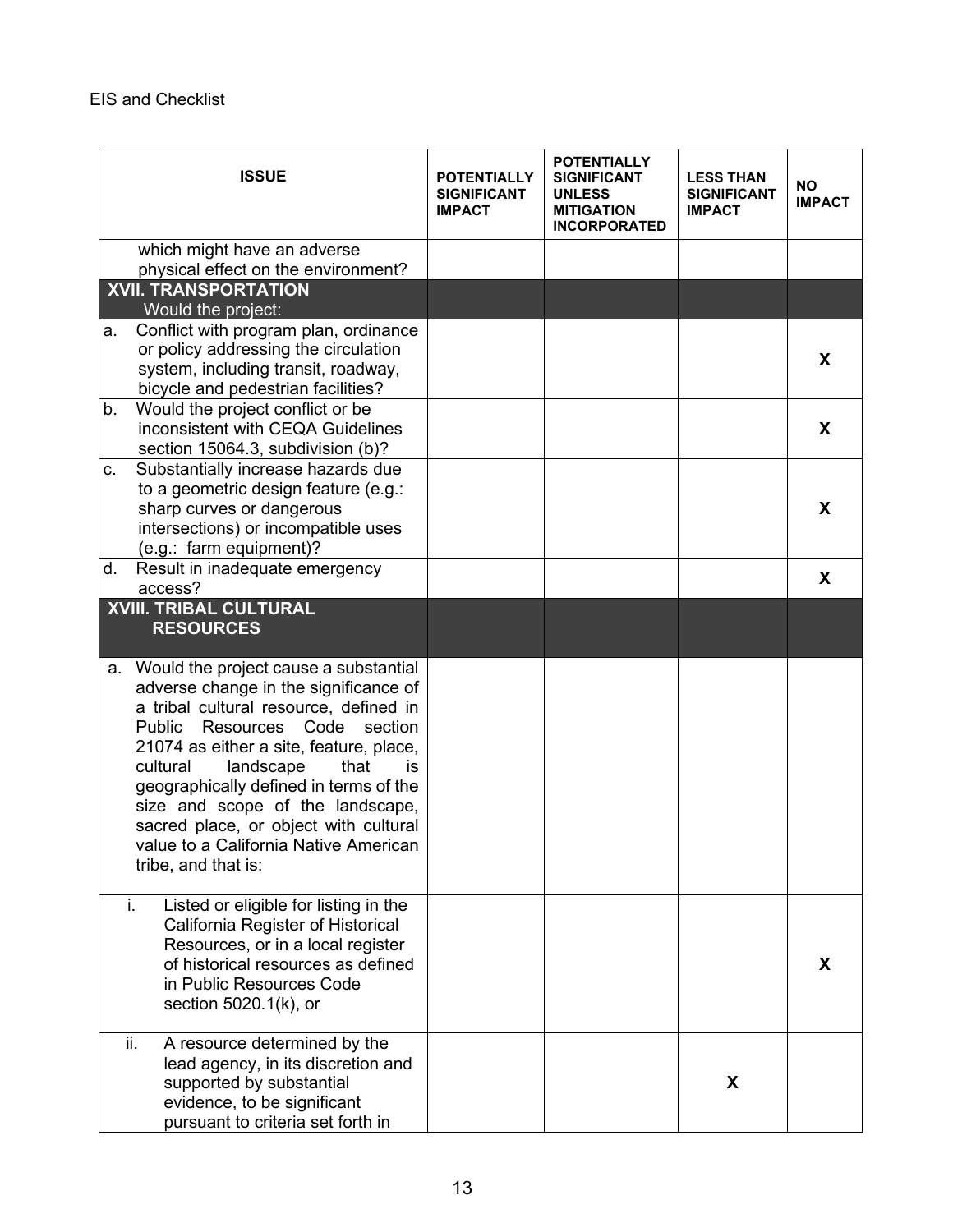EIS and Checklist

| ISSUE | POTENTIALLY SIGNIFICANT IMPACT | POTENTIALLY SIGNIFICANT UNLESS MITIGATION INCORPORATED | LESS THAN SIGNIFICANT IMPACT | NO IMPACT |
|---|---|---|---|---|
| which might have an adverse physical effect on the environment? | | | | |
| **XVII. TRANSPORTATION** Would the project: | | | | |
| a. Conflict with program plan, ordinance or policy addressing the circulation system, including transit, roadway, bicycle and pedestrian facilities? | | | | **X** |
| b. Would the project conflict or be inconsistent with CEQA Guidelines section 15064.3, subdivision (b)? | | | | **X** |
| c. Substantially increase hazards due to a geometric design feature (e.g.: sharp curves or dangerous intersections) or incompatible uses (e.g.: farm equipment)? | | | | **X** |
| d. Result in inadequate emergency access? | | | | **X** |
| **XVIII. TRIBAL CULTURAL RESOURCES** | | | | |
| a. Would the project cause a substantial adverse change in the significance of a tribal cultural resource, defined in Public Resources Code section 21074 as either a site, feature, place, cultural landscape that is geographically defined in terms of the size and scope of the landscape, sacred place, or object with cultural value to a California Native American tribe, and that is: | | | | |
| i. Listed or eligible for listing in the California Register of Historical Resources, or in a local register of historical resources as defined in Public Resources Code section 5020.1(k), or | | | | **X** |
| ii. A resource determined by the lead agency, in its discretion and supported by substantial evidence, to be significant pursuant to criteria set forth in | | | **X** | |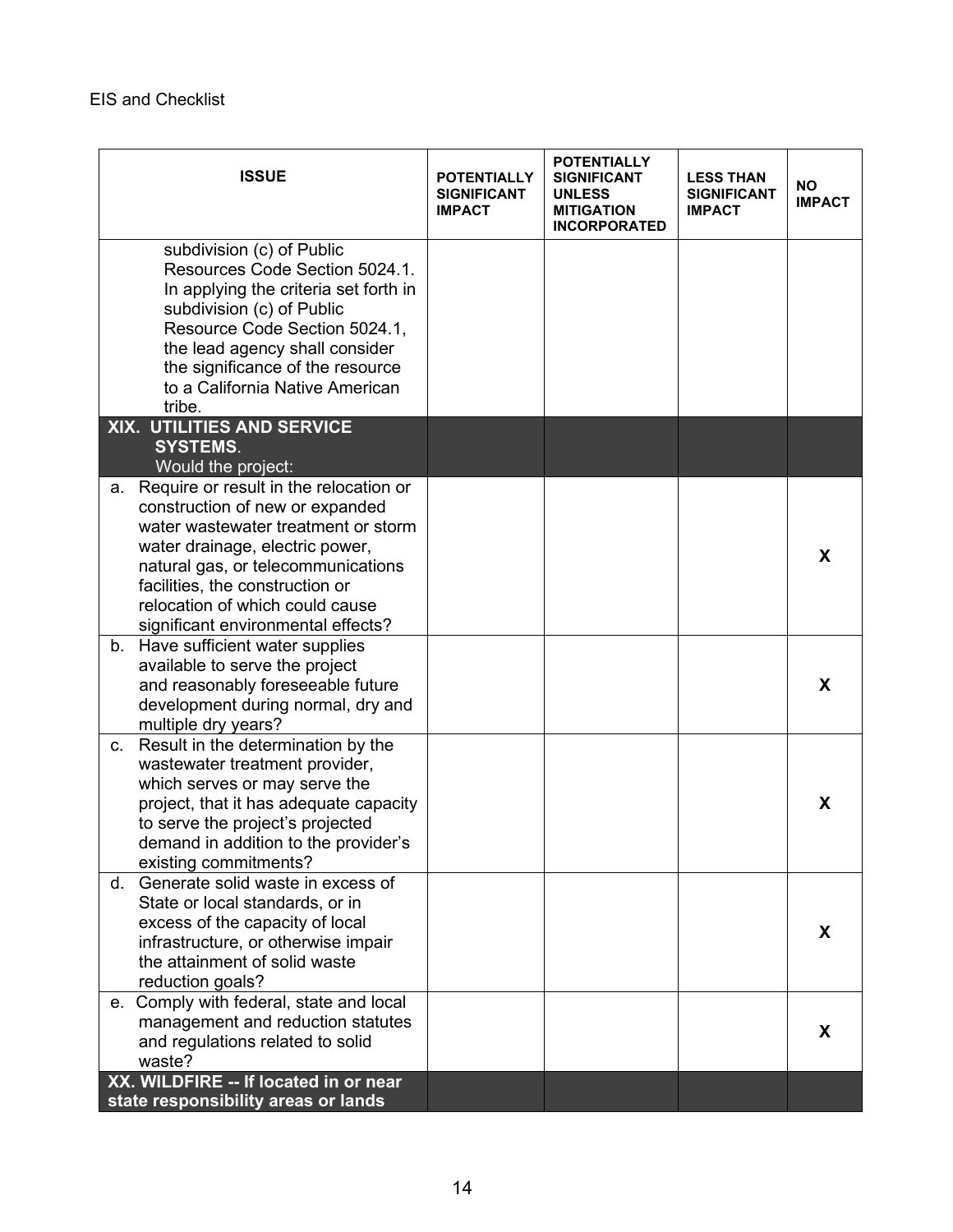EIS and Checklist

| ISSUE | POTENTIALLY SIGNIFICANT IMPACT | POTENTIALLY SIGNIFICANT UNLESS MITIGATION INCORPORATED | LESS THAN SIGNIFICANT IMPACT | NO IMPACT |
|---|---|---|---|---|
| subdivision (c) of Public Resources Code Section 5024.1. In applying the criteria set forth in subdivision (c) of Public Resource Code Section 5024.1, the lead agency shall consider the significance of the resource to a California Native American tribe. | | | | |
| **XIX. UTILITIES AND SERVICE SYSTEMS**. Would the project: | | | | |
| a. Require or result in the relocation or construction of new or expanded water wastewater treatment or storm water drainage, electric power, natural gas, or telecommunications facilities, the construction or relocation of which could cause significant environmental effects? | | | | **X** |
| b. Have sufficient water supplies available to serve the project and reasonably foreseeable future development during normal, dry and multiple dry years? | | | | **X** |
| c. Result in the determination by the wastewater treatment provider, which serves or may serve the project, that it has adequate capacity to serve the project's projected demand in addition to the provider's existing commitments? | | | | **X** |
| d. Generate solid waste in excess of State or local standards, or in excess of the capacity of local infrastructure, or otherwise impair the attainment of solid waste reduction goals? | | | | **X** |
| e. Comply with federal, state and local management and reduction statutes and regulations related to solid waste? | | | | **X** |
| **XX. WILDFIRE -- If located in or near state responsibility areas or lands** | | | | |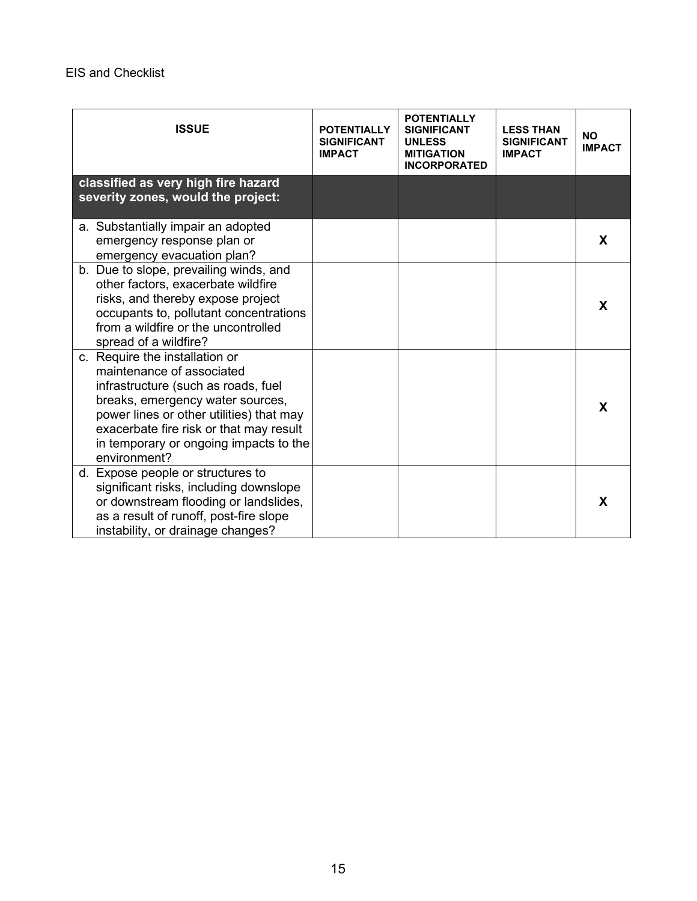| ISSUE | POTENTIALLY SIGNIFICANT IMPACT | POTENTIALLY SIGNIFICANT UNLESS MITIGATION INCORPORATED | LESS THAN SIGNIFICANT IMPACT | NO IMPACT |
|---|---|---|---|---|
| **classified as very high fire hazard severity zones, would the project:** | | | | |
| a. Substantially impair an adopted emergency response plan or emergency evacuation plan? | | | | X |
| b. Due to slope, prevailing winds, and other factors, exacerbate wildfire risks, and thereby expose project occupants to, pollutant concentrations from a wildfire or the uncontrolled spread of a wildfire? | | | | X |
| c. Require the installation or maintenance of associated infrastructure (such as roads, fuel breaks, emergency water sources, power lines or other utilities) that may exacerbate fire risk or that may result in temporary or ongoing impacts to the environment? | | | | X |
| d. Expose people or structures to significant risks, including downslope or downstream flooding or landslides, as a result of runoff, post-fire slope instability, or drainage changes? | | | | X |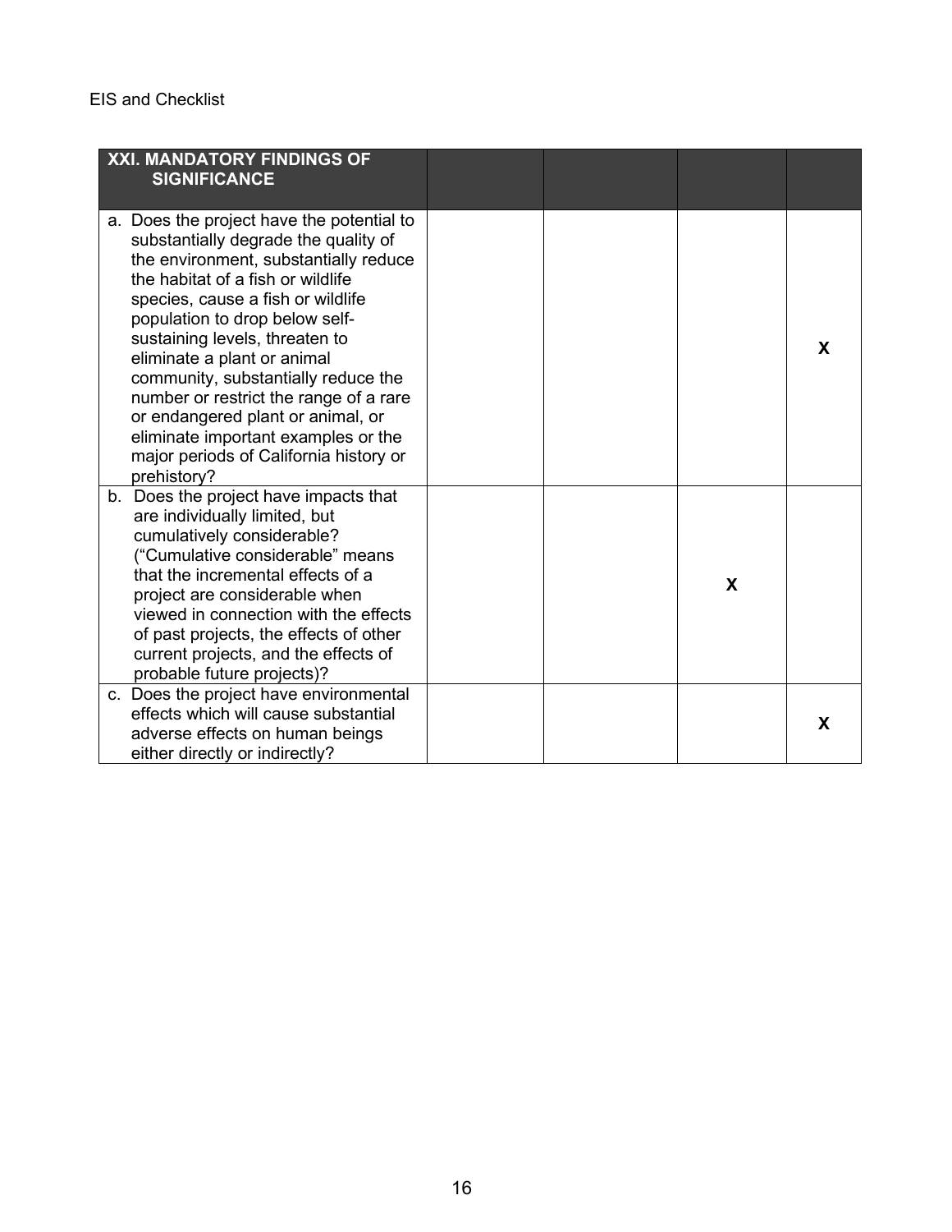EIS and Checklist

| XXI. MANDATORY FINDINGS OF SIGNIFICANCE | | | | |
|---|---|---|---|---|
| a. Does the project have the potential to substantially degrade the quality of the environment, substantially reduce the habitat of a fish or wildlife species, cause a fish or wildlife population to drop below self-sustaining levels, threaten to eliminate a plant or animal community, substantially reduce the number or restrict the range of a rare or endangered plant or animal, or eliminate important examples or the major periods of California history or prehistory? | | | | **X** |
| b. Does the project have impacts that are individually limited, but cumulatively considerable? ("Cumulative considerable" means that the incremental effects of a project are considerable when viewed in connection with the effects of past projects, the effects of other current projects, and the effects of probable future projects)? | | | **X** | |
| c. Does the project have environmental effects which will cause substantial adverse effects on human beings either directly or indirectly? | | | | **X** |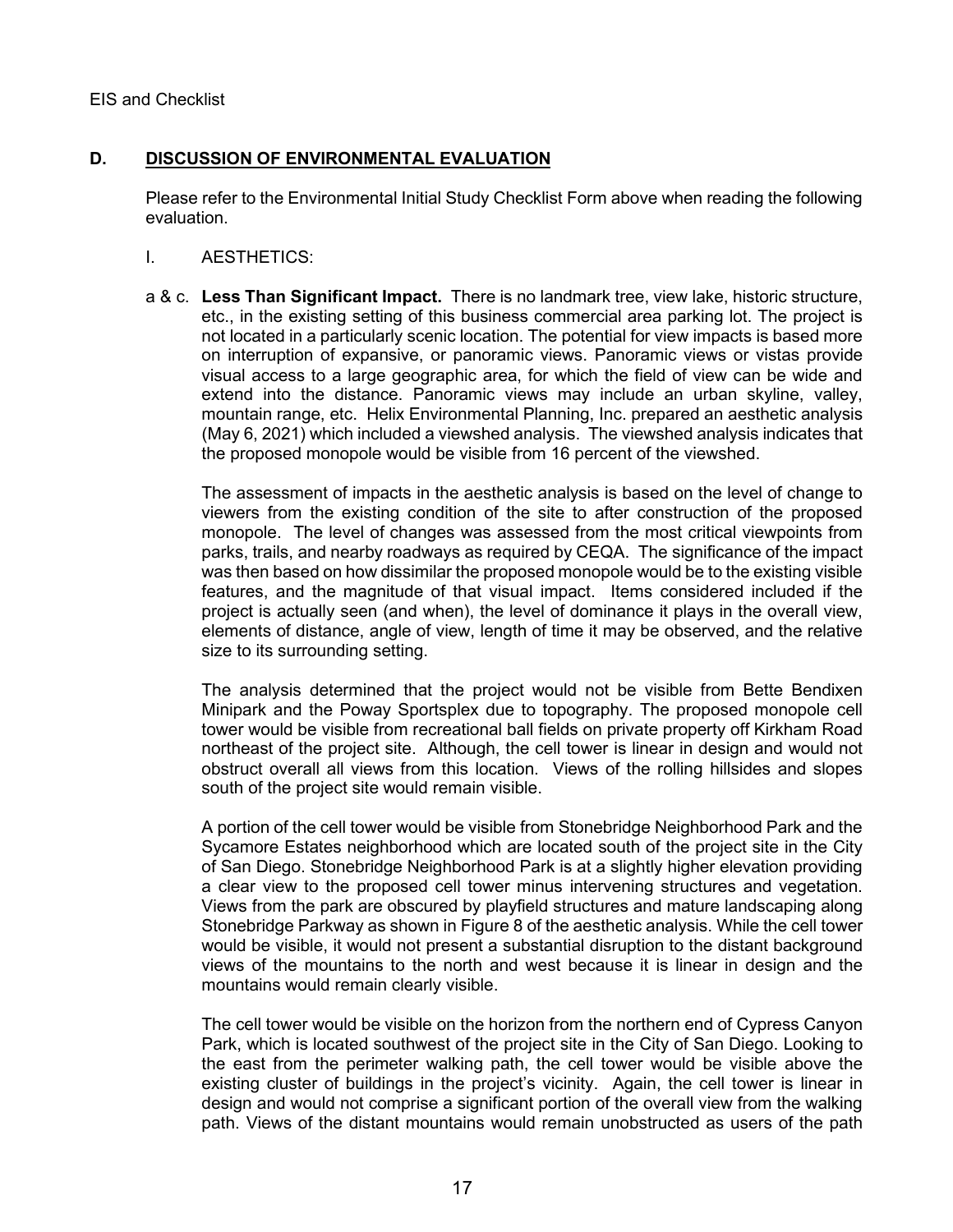## D. DISCUSSION OF ENVIRONMENTAL EVALUATION

Please refer to the Environmental Initial Study Checklist Form above when reading the following evaluation.

I. AESTHETICS:

a & c. **Less Than Significant Impact.** There is no landmark tree, view lake, historic structure, etc., in the existing setting of this business commercial area parking lot. The project is not located in a particularly scenic location. The potential for view impacts is based more on interruption of expansive, or panoramic views. Panoramic views or vistas provide visual access to a large geographic area, for which the field of view can be wide and extend into the distance. Panoramic views may include an urban skyline, valley, mountain range, etc. Helix Environmental Planning, Inc. prepared an aesthetic analysis (May 6, 2021) which included a viewshed analysis. The viewshed analysis indicates that the proposed monopole would be visible from 16 percent of the viewshed.

The assessment of impacts in the aesthetic analysis is based on the level of change to viewers from the existing condition of the site to after construction of the proposed monopole. The level of changes was assessed from the most critical viewpoints from parks, trails, and nearby roadways as required by CEQA. The significance of the impact was then based on how dissimilar the proposed monopole would be to the existing visible features, and the magnitude of that visual impact. Items considered included if the project is actually seen (and when), the level of dominance it plays in the overall view, elements of distance, angle of view, length of time it may be observed, and the relative size to its surrounding setting.

The analysis determined that the project would not be visible from Bette Bendixen Minipark and the Poway Sportsplex due to topography. The proposed monopole cell tower would be visible from recreational ball fields on private property off Kirkham Road northeast of the project site. Although, the cell tower is linear in design and would not obstruct overall all views from this location. Views of the rolling hillsides and slopes south of the project site would remain visible.

A portion of the cell tower would be visible from Stonebridge Neighborhood Park and the Sycamore Estates neighborhood which are located south of the project site in the City of San Diego. Stonebridge Neighborhood Park is at a slightly higher elevation providing a clear view to the proposed cell tower minus intervening structures and vegetation. Views from the park are obscured by playfield structures and mature landscaping along Stonebridge Parkway as shown in Figure 8 of the aesthetic analysis. While the cell tower would be visible, it would not present a substantial disruption to the distant background views of the mountains to the north and west because it is linear in design and the mountains would remain clearly visible.

The cell tower would be visible on the horizon from the northern end of Cypress Canyon Park, which is located southwest of the project site in the City of San Diego. Looking to the east from the perimeter walking path, the cell tower would be visible above the existing cluster of buildings in the project's vicinity. Again, the cell tower is linear in design and would not comprise a significant portion of the overall view from the walking path. Views of the distant mountains would remain unobstructed as users of the path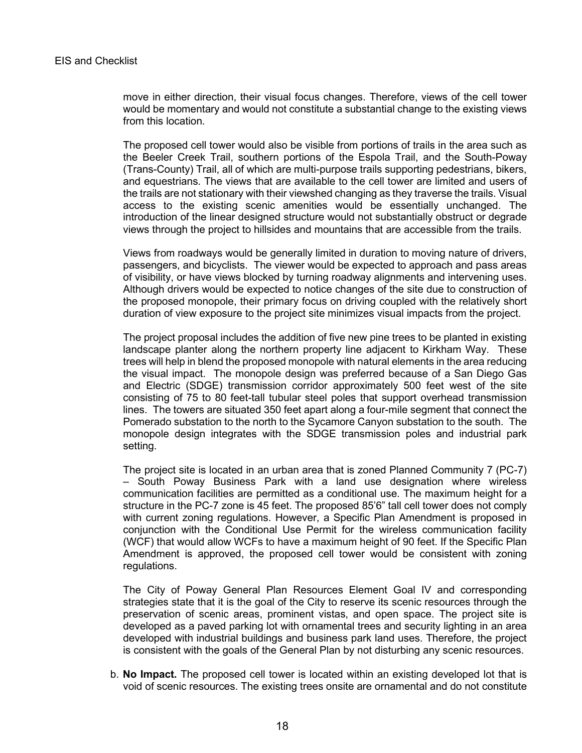move in either direction, their visual focus changes. Therefore, views of the cell tower would be momentary and would not constitute a substantial change to the existing views from this location.

The proposed cell tower would also be visible from portions of trails in the area such as the Beeler Creek Trail, southern portions of the Espola Trail, and the South-Poway (Trans-County) Trail, all of which are multi-purpose trails supporting pedestrians, bikers, and equestrians. The views that are available to the cell tower are limited and users of the trails are not stationary with their viewshed changing as they traverse the trails. Visual access to the existing scenic amenities would be essentially unchanged. The introduction of the linear designed structure would not substantially obstruct or degrade views through the project to hillsides and mountains that are accessible from the trails.

Views from roadways would be generally limited in duration to moving nature of drivers, passengers, and bicyclists. The viewer would be expected to approach and pass areas of visibility, or have views blocked by turning roadway alignments and intervening uses. Although drivers would be expected to notice changes of the site due to construction of the proposed monopole, their primary focus on driving coupled with the relatively short duration of view exposure to the project site minimizes visual impacts from the project.

The project proposal includes the addition of five new pine trees to be planted in existing landscape planter along the northern property line adjacent to Kirkham Way. These trees will help in blend the proposed monopole with natural elements in the area reducing the visual impact. The monopole design was preferred because of a San Diego Gas and Electric (SDGE) transmission corridor approximately 500 feet west of the site consisting of 75 to 80 feet-tall tubular steel poles that support overhead transmission lines. The towers are situated 350 feet apart along a four-mile segment that connect the Pomerado substation to the north to the Sycamore Canyon substation to the south. The monopole design integrates with the SDGE transmission poles and industrial park setting.

The project site is located in an urban area that is zoned Planned Community 7 (PC-7) – South Poway Business Park with a land use designation where wireless communication facilities are permitted as a conditional use. The maximum height for a structure in the PC-7 zone is 45 feet. The proposed 85'6" tall cell tower does not comply with current zoning regulations. However, a Specific Plan Amendment is proposed in conjunction with the Conditional Use Permit for the wireless communication facility (WCF) that would allow WCFs to have a maximum height of 90 feet. If the Specific Plan Amendment is approved, the proposed cell tower would be consistent with zoning regulations.

The City of Poway General Plan Resources Element Goal IV and corresponding strategies state that it is the goal of the City to reserve its scenic resources through the preservation of scenic areas, prominent vistas, and open space. The project site is developed as a paved parking lot with ornamental trees and security lighting in an area developed with industrial buildings and business park land uses. Therefore, the project is consistent with the goals of the General Plan by not disturbing any scenic resources.

b. **No Impact.** The proposed cell tower is located within an existing developed lot that is void of scenic resources. The existing trees onsite are ornamental and do not constitute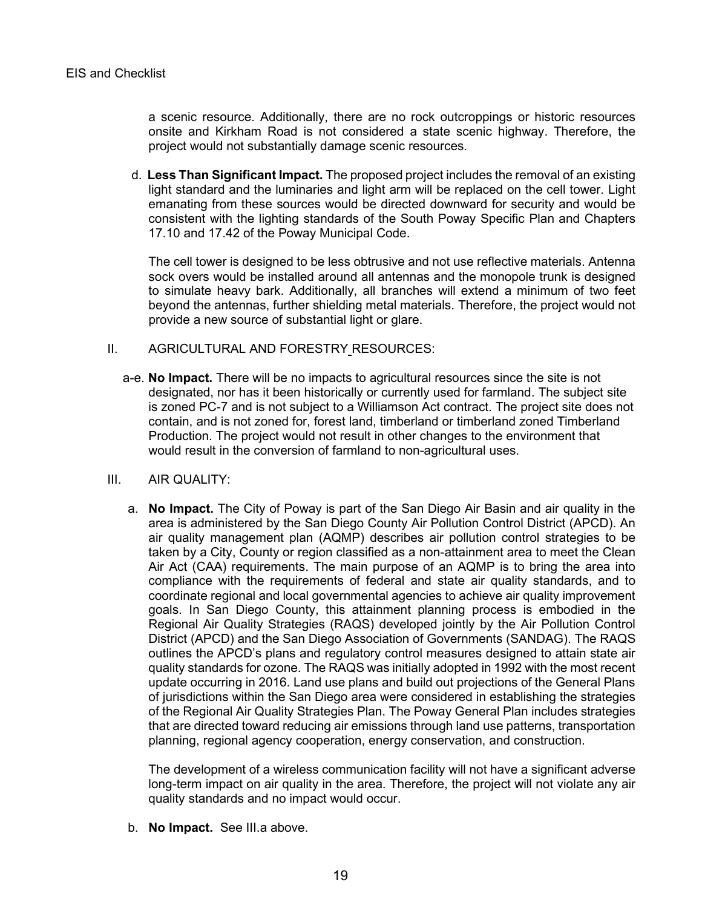a scenic resource. Additionally, there are no rock outcroppings or historic resources onsite and Kirkham Road is not considered a state scenic highway. Therefore, the project would not substantially damage scenic resources.

d. **Less Than Significant Impact.** The proposed project includes the removal of an existing light standard and the luminaries and light arm will be replaced on the cell tower. Light emanating from these sources would be directed downward for security and would be consistent with the lighting standards of the South Poway Specific Plan and Chapters 17.10 and 17.42 of the Poway Municipal Code.

The cell tower is designed to be less obtrusive and not use reflective materials. Antenna sock overs would be installed around all antennas and the monopole trunk is designed to simulate heavy bark. Additionally, all branches will extend a minimum of two feet beyond the antennas, further shielding metal materials. Therefore, the project would not provide a new source of substantial light or glare.

II. AGRICULTURAL AND FORESTRY RESOURCES:

a-e. **No Impact.** There will be no impacts to agricultural resources since the site is not designated, nor has it been historically or currently used for farmland. The subject site is zoned PC-7 and is not subject to a Williamson Act contract. The project site does not contain, and is not zoned for, forest land, timberland or timberland zoned Timberland Production. The project would not result in other changes to the environment that would result in the conversion of farmland to non-agricultural uses.

III. AIR QUALITY:

a. **No Impact.** The City of Poway is part of the San Diego Air Basin and air quality in the area is administered by the San Diego County Air Pollution Control District (APCD). An air quality management plan (AQMP) describes air pollution control strategies to be taken by a City, County or region classified as a non-attainment area to meet the Clean Air Act (CAA) requirements. The main purpose of an AQMP is to bring the area into compliance with the requirements of federal and state air quality standards, and to coordinate regional and local governmental agencies to achieve air quality improvement goals. In San Diego County, this attainment planning process is embodied in the Regional Air Quality Strategies (RAQS) developed jointly by the Air Pollution Control District (APCD) and the San Diego Association of Governments (SANDAG). The RAQS outlines the APCD's plans and regulatory control measures designed to attain state air quality standards for ozone. The RAQS was initially adopted in 1992 with the most recent update occurring in 2016. Land use plans and build out projections of the General Plans of jurisdictions within the San Diego area were considered in establishing the strategies of the Regional Air Quality Strategies Plan. The Poway General Plan includes strategies that are directed toward reducing air emissions through land use patterns, transportation planning, regional agency cooperation, energy conservation, and construction.

The development of a wireless communication facility will not have a significant adverse long-term impact on air quality in the area. Therefore, the project will not violate any air quality standards and no impact would occur.

b. **No Impact.** See III.a above.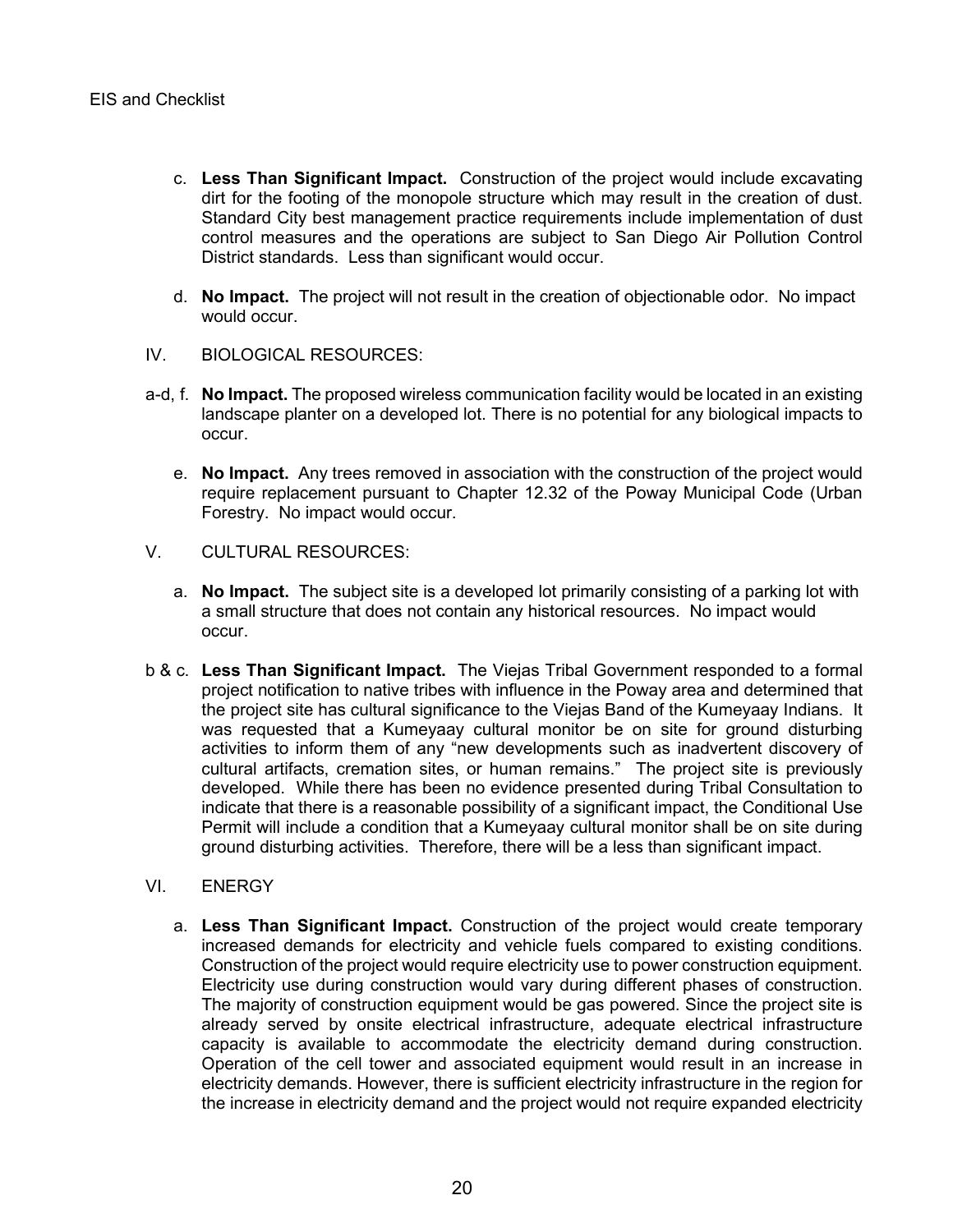c. **Less Than Significant Impact.** Construction of the project would include excavating dirt for the footing of the monopole structure which may result in the creation of dust. Standard City best management practice requirements include implementation of dust control measures and the operations are subject to San Diego Air Pollution Control District standards. Less than significant would occur.

d. **No Impact.** The project will not result in the creation of objectionable odor. No impact would occur.

IV. BIOLOGICAL RESOURCES:

a-d, f. **No Impact.** The proposed wireless communication facility would be located in an existing landscape planter on a developed lot. There is no potential for any biological impacts to occur.

e. **No Impact.** Any trees removed in association with the construction of the project would require replacement pursuant to Chapter 12.32 of the Poway Municipal Code (Urban Forestry. No impact would occur.

V. CULTURAL RESOURCES:

a. **No Impact.** The subject site is a developed lot primarily consisting of a parking lot with a small structure that does not contain any historical resources. No impact would occur.

b & c. **Less Than Significant Impact.** The Viejas Tribal Government responded to a formal project notification to native tribes with influence in the Poway area and determined that the project site has cultural significance to the Viejas Band of the Kumeyaay Indians. It was requested that a Kumeyaay cultural monitor be on site for ground disturbing activities to inform them of any "new developments such as inadvertent discovery of cultural artifacts, cremation sites, or human remains." The project site is previously developed. While there has been no evidence presented during Tribal Consultation to indicate that there is a reasonable possibility of a significant impact, the Conditional Use Permit will include a condition that a Kumeyaay cultural monitor shall be on site during ground disturbing activities. Therefore, there will be a less than significant impact.

VI. ENERGY

a. **Less Than Significant Impact.** Construction of the project would create temporary increased demands for electricity and vehicle fuels compared to existing conditions. Construction of the project would require electricity use to power construction equipment. Electricity use during construction would vary during different phases of construction. The majority of construction equipment would be gas powered. Since the project site is already served by onsite electrical infrastructure, adequate electrical infrastructure capacity is available to accommodate the electricity demand during construction. Operation of the cell tower and associated equipment would result in an increase in electricity demands. However, there is sufficient electricity infrastructure in the region for the increase in electricity demand and the project would not require expanded electricity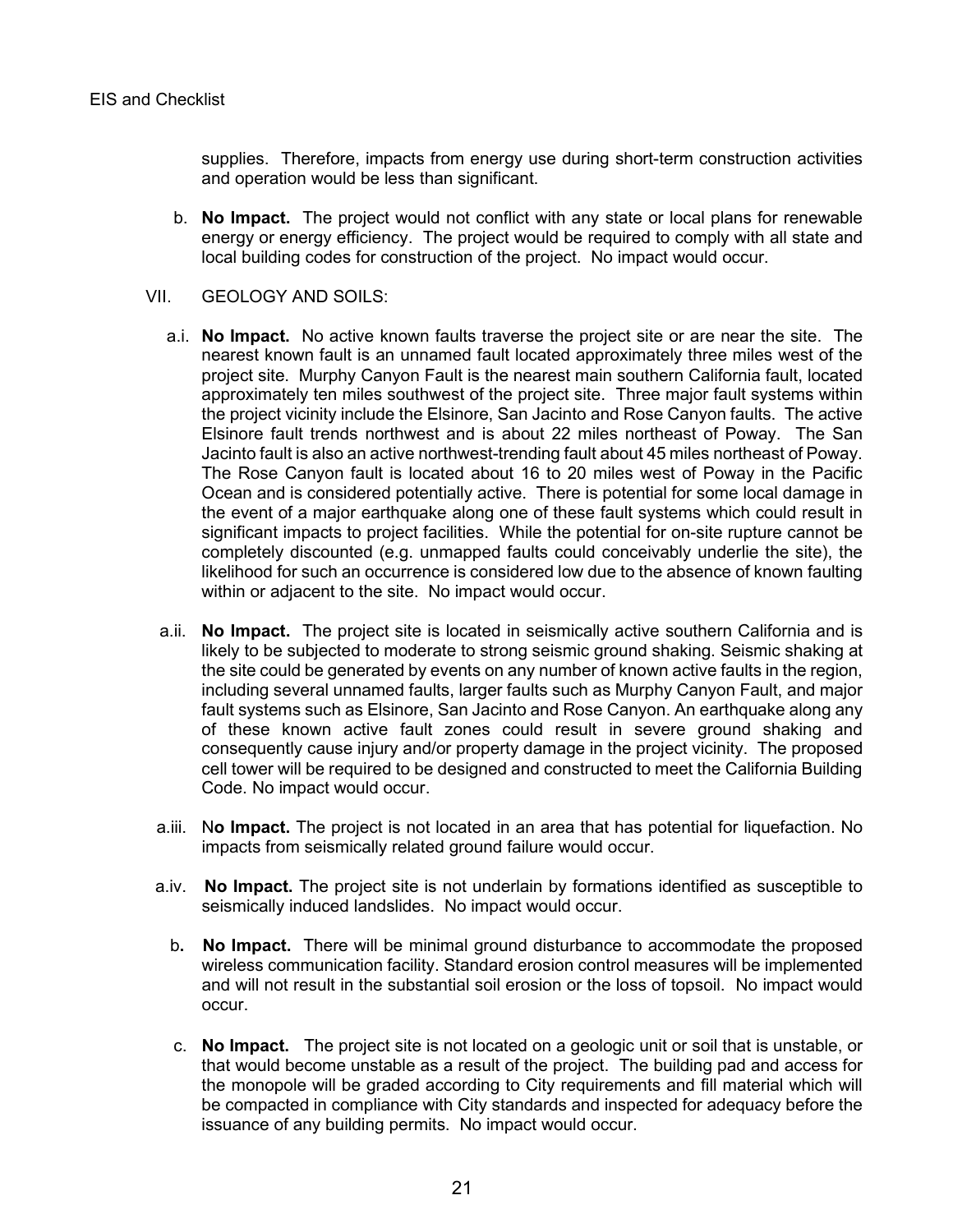supplies. Therefore, impacts from energy use during short-term construction activities and operation would be less than significant.

b. **No Impact.** The project would not conflict with any state or local plans for renewable energy or energy efficiency. The project would be required to comply with all state and local building codes for construction of the project. No impact would occur.

VII. GEOLOGY AND SOILS:

a.i. **No Impact.** No active known faults traverse the project site or are near the site. The nearest known fault is an unnamed fault located approximately three miles west of the project site. Murphy Canyon Fault is the nearest main southern California fault, located approximately ten miles southwest of the project site. Three major fault systems within the project vicinity include the Elsinore, San Jacinto and Rose Canyon faults. The active Elsinore fault trends northwest and is about 22 miles northeast of Poway. The San Jacinto fault is also an active northwest-trending fault about 45 miles northeast of Poway. The Rose Canyon fault is located about 16 to 20 miles west of Poway in the Pacific Ocean and is considered potentially active. There is potential for some local damage in the event of a major earthquake along one of these fault systems which could result in significant impacts to project facilities. While the potential for on-site rupture cannot be completely discounted (e.g. unmapped faults could conceivably underlie the site), the likelihood for such an occurrence is considered low due to the absence of known faulting within or adjacent to the site. No impact would occur.

a.ii. **No Impact.** The project site is located in seismically active southern California and is likely to be subjected to moderate to strong seismic ground shaking. Seismic shaking at the site could be generated by events on any number of known active faults in the region, including several unnamed faults, larger faults such as Murphy Canyon Fault, and major fault systems such as Elsinore, San Jacinto and Rose Canyon. An earthquake along any of these known active fault zones could result in severe ground shaking and consequently cause injury and/or property damage in the project vicinity. The proposed cell tower will be required to be designed and constructed to meet the California Building Code. No impact would occur.

a.iii. N**o Impact.** The project is not located in an area that has potential for liquefaction. No impacts from seismically related ground failure would occur.

a.iv. **No Impact.** The project site is not underlain by formations identified as susceptible to seismically induced landslides. No impact would occur.

b**. No Impact.** There will be minimal ground disturbance to accommodate the proposed wireless communication facility. Standard erosion control measures will be implemented and will not result in the substantial soil erosion or the loss of topsoil. No impact would occur.

c. **No Impact.** The project site is not located on a geologic unit or soil that is unstable, or that would become unstable as a result of the project. The building pad and access for the monopole will be graded according to City requirements and fill material which will be compacted in compliance with City standards and inspected for adequacy before the issuance of any building permits. No impact would occur.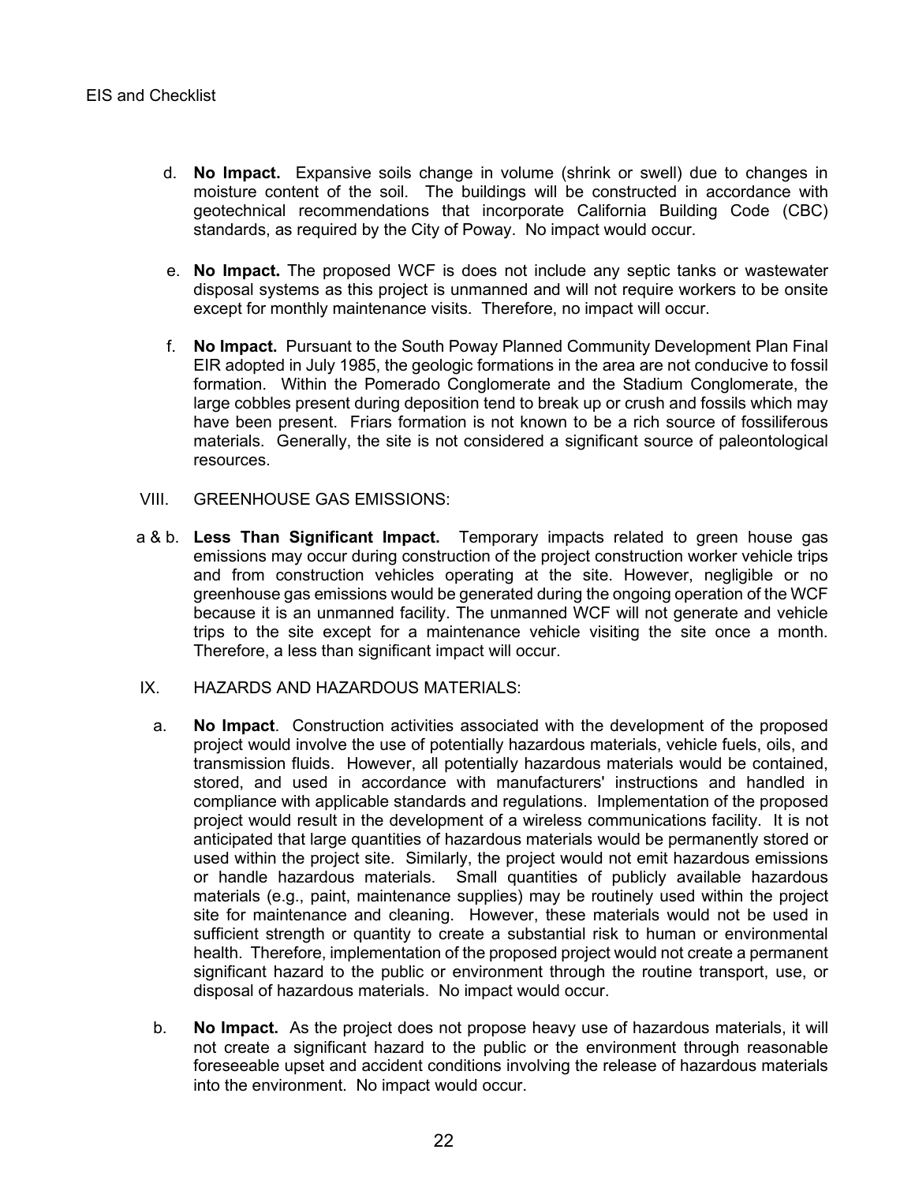d. **No Impact.** Expansive soils change in volume (shrink or swell) due to changes in moisture content of the soil. The buildings will be constructed in accordance with geotechnical recommendations that incorporate California Building Code (CBC) standards, as required by the City of Poway. No impact would occur.

e. **No Impact.** The proposed WCF is does not include any septic tanks or wastewater disposal systems as this project is unmanned and will not require workers to be onsite except for monthly maintenance visits. Therefore, no impact will occur.

f. **No Impact.** Pursuant to the South Poway Planned Community Development Plan Final EIR adopted in July 1985, the geologic formations in the area are not conducive to fossil formation. Within the Pomerado Conglomerate and the Stadium Conglomerate, the large cobbles present during deposition tend to break up or crush and fossils which may have been present. Friars formation is not known to be a rich source of fossiliferous materials. Generally, the site is not considered a significant source of paleontological resources.

VIII. GREENHOUSE GAS EMISSIONS:

a & b. **Less Than Significant Impact.** Temporary impacts related to green house gas emissions may occur during construction of the project construction worker vehicle trips and from construction vehicles operating at the site. However, negligible or no greenhouse gas emissions would be generated during the ongoing operation of the WCF because it is an unmanned facility. The unmanned WCF will not generate and vehicle trips to the site except for a maintenance vehicle visiting the site once a month. Therefore, a less than significant impact will occur.

IX. HAZARDS AND HAZARDOUS MATERIALS:

a. **No Impact**. Construction activities associated with the development of the proposed project would involve the use of potentially hazardous materials, vehicle fuels, oils, and transmission fluids. However, all potentially hazardous materials would be contained, stored, and used in accordance with manufacturers' instructions and handled in compliance with applicable standards and regulations. Implementation of the proposed project would result in the development of a wireless communications facility. It is not anticipated that large quantities of hazardous materials would be permanently stored or used within the project site. Similarly, the project would not emit hazardous emissions or handle hazardous materials. Small quantities of publicly available hazardous materials (e.g., paint, maintenance supplies) may be routinely used within the project site for maintenance and cleaning. However, these materials would not be used in sufficient strength or quantity to create a substantial risk to human or environmental health. Therefore, implementation of the proposed project would not create a permanent significant hazard to the public or environment through the routine transport, use, or disposal of hazardous materials. No impact would occur.

b. **No Impact.** As the project does not propose heavy use of hazardous materials, it will not create a significant hazard to the public or the environment through reasonable foreseeable upset and accident conditions involving the release of hazardous materials into the environment. No impact would occur.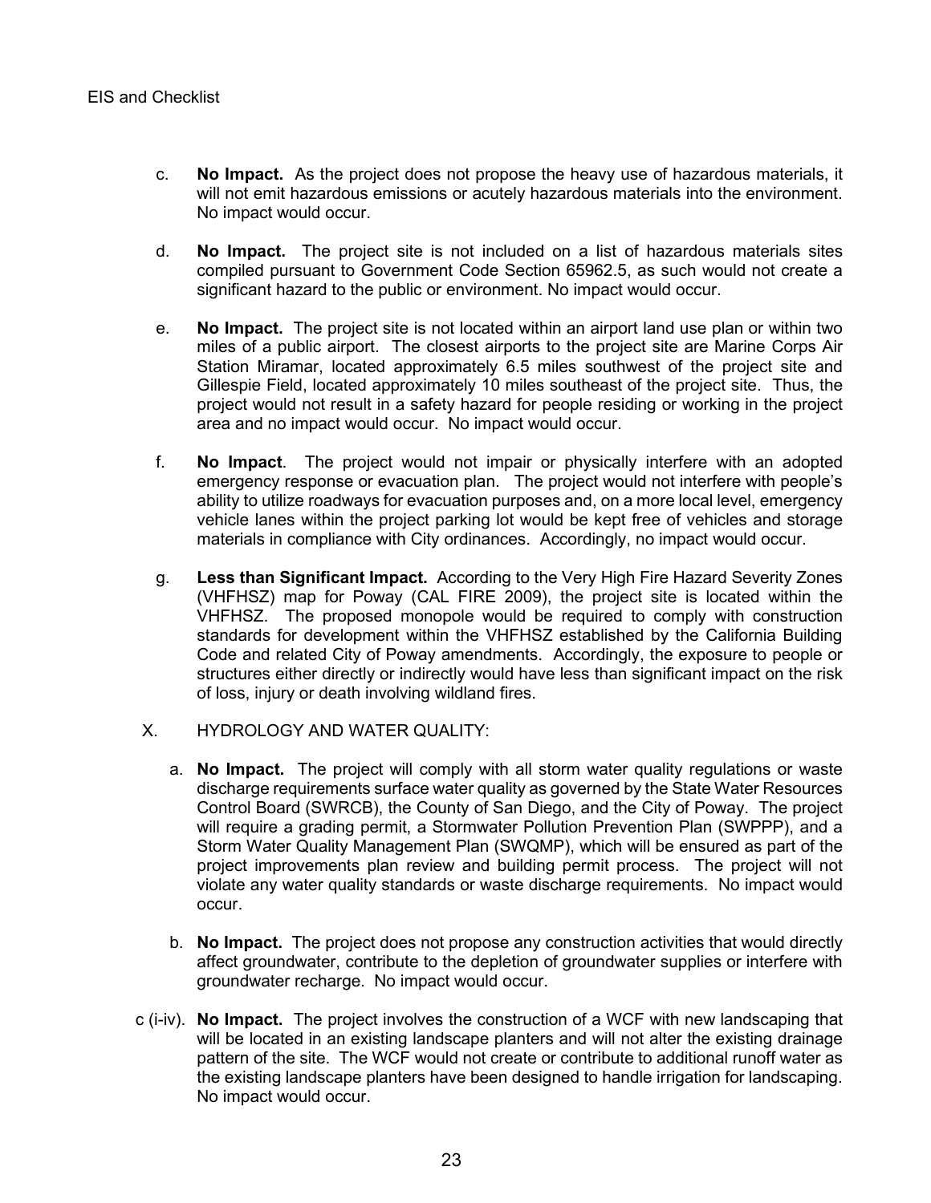c. **No Impact.** As the project does not propose the heavy use of hazardous materials, it will not emit hazardous emissions or acutely hazardous materials into the environment. No impact would occur.

d. **No Impact.** The project site is not included on a list of hazardous materials sites compiled pursuant to Government Code Section 65962.5, as such would not create a significant hazard to the public or environment. No impact would occur.

e. **No Impact.** The project site is not located within an airport land use plan or within two miles of a public airport. The closest airports to the project site are Marine Corps Air Station Miramar, located approximately 6.5 miles southwest of the project site and Gillespie Field, located approximately 10 miles southeast of the project site. Thus, the project would not result in a safety hazard for people residing or working in the project area and no impact would occur. No impact would occur.

f. **No Impact**. The project would not impair or physically interfere with an adopted emergency response or evacuation plan. The project would not interfere with people's ability to utilize roadways for evacuation purposes and, on a more local level, emergency vehicle lanes within the project parking lot would be kept free of vehicles and storage materials in compliance with City ordinances. Accordingly, no impact would occur.

g. **Less than Significant Impact.** According to the Very High Fire Hazard Severity Zones (VHFHSZ) map for Poway (CAL FIRE 2009), the project site is located within the VHFHSZ. The proposed monopole would be required to comply with construction standards for development within the VHFHSZ established by the California Building Code and related City of Poway amendments. Accordingly, the exposure to people or structures either directly or indirectly would have less than significant impact on the risk of loss, injury or death involving wildland fires.

X. HYDROLOGY AND WATER QUALITY:

a. **No Impact.** The project will comply with all storm water quality regulations or waste discharge requirements surface water quality as governed by the State Water Resources Control Board (SWRCB), the County of San Diego, and the City of Poway. The project will require a grading permit, a Stormwater Pollution Prevention Plan (SWPPP), and a Storm Water Quality Management Plan (SWQMP), which will be ensured as part of the project improvements plan review and building permit process. The project will not violate any water quality standards or waste discharge requirements. No impact would occur.

b. **No Impact.** The project does not propose any construction activities that would directly affect groundwater, contribute to the depletion of groundwater supplies or interfere with groundwater recharge. No impact would occur.

c (i-iv). **No Impact.** The project involves the construction of a WCF with new landscaping that will be located in an existing landscape planters and will not alter the existing drainage pattern of the site. The WCF would not create or contribute to additional runoff water as the existing landscape planters have been designed to handle irrigation for landscaping. No impact would occur.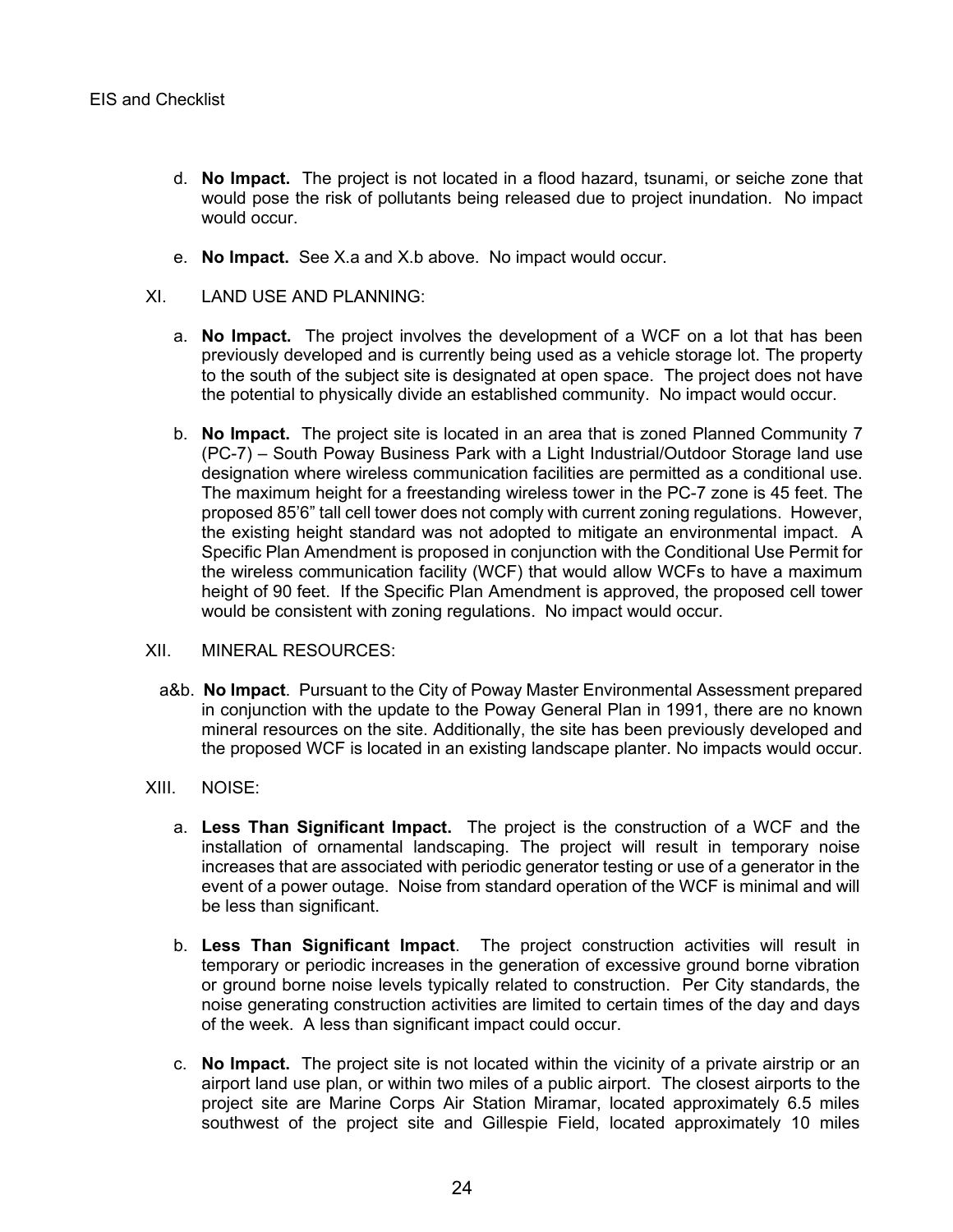d. **No Impact.** The project is not located in a flood hazard, tsunami, or seiche zone that would pose the risk of pollutants being released due to project inundation. No impact would occur.

e. **No Impact.** See X.a and X.b above. No impact would occur.

XI. LAND USE AND PLANNING:

a. **No Impact.** The project involves the development of a WCF on a lot that has been previously developed and is currently being used as a vehicle storage lot. The property to the south of the subject site is designated at open space. The project does not have the potential to physically divide an established community. No impact would occur.

b. **No Impact.** The project site is located in an area that is zoned Planned Community 7 (PC-7) – South Poway Business Park with a Light Industrial/Outdoor Storage land use designation where wireless communication facilities are permitted as a conditional use. The maximum height for a freestanding wireless tower in the PC-7 zone is 45 feet. The proposed 85'6" tall cell tower does not comply with current zoning regulations. However, the existing height standard was not adopted to mitigate an environmental impact. A Specific Plan Amendment is proposed in conjunction with the Conditional Use Permit for the wireless communication facility (WCF) that would allow WCFs to have a maximum height of 90 feet. If the Specific Plan Amendment is approved, the proposed cell tower would be consistent with zoning regulations. No impact would occur.

XII. MINERAL RESOURCES:

a&b. **No Impact**. Pursuant to the City of Poway Master Environmental Assessment prepared in conjunction with the update to the Poway General Plan in 1991, there are no known mineral resources on the site. Additionally, the site has been previously developed and the proposed WCF is located in an existing landscape planter. No impacts would occur.

XIII. NOISE:

a. **Less Than Significant Impact.** The project is the construction of a WCF and the installation of ornamental landscaping. The project will result in temporary noise increases that are associated with periodic generator testing or use of a generator in the event of a power outage. Noise from standard operation of the WCF is minimal and will be less than significant.

b. **Less Than Significant Impact**. The project construction activities will result in temporary or periodic increases in the generation of excessive ground borne vibration or ground borne noise levels typically related to construction. Per City standards, the noise generating construction activities are limited to certain times of the day and days of the week. A less than significant impact could occur.

c. **No Impact.** The project site is not located within the vicinity of a private airstrip or an airport land use plan, or within two miles of a public airport. The closest airports to the project site are Marine Corps Air Station Miramar, located approximately 6.5 miles southwest of the project site and Gillespie Field, located approximately 10 miles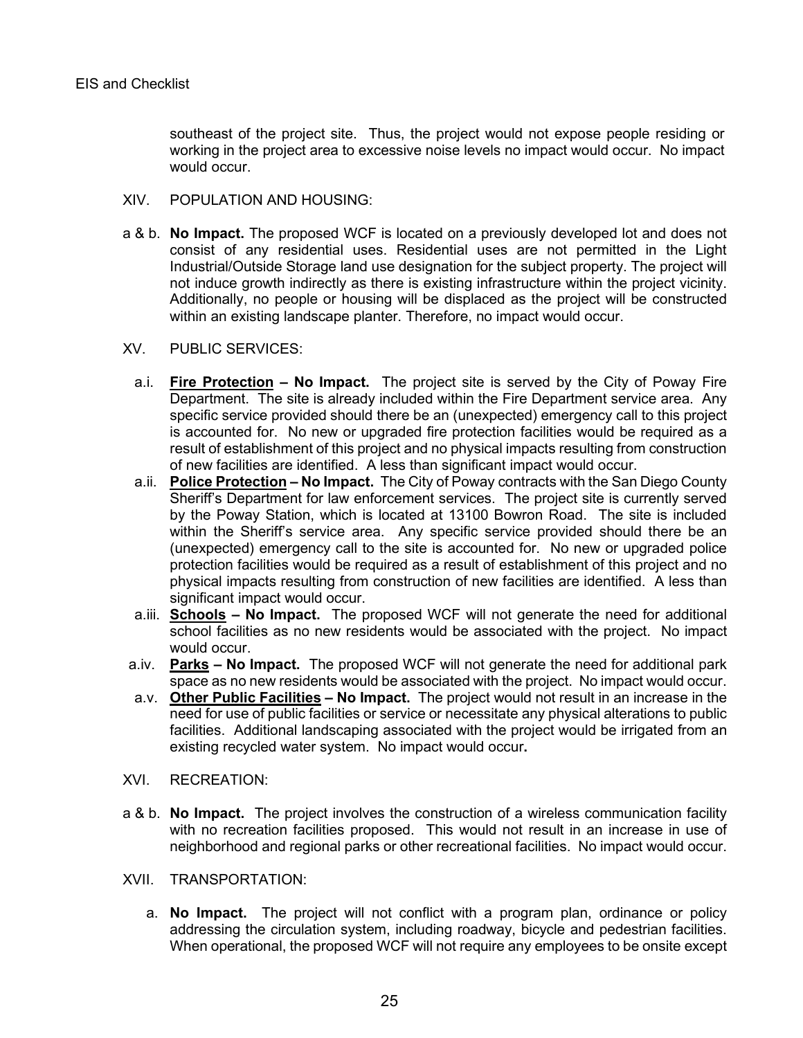southeast of the project site. Thus, the project would not expose people residing or working in the project area to excessive noise levels no impact would occur. No impact would occur.

XIV. POPULATION AND HOUSING:

a & b. **No Impact.** The proposed WCF is located on a previously developed lot and does not consist of any residential uses. Residential uses are not permitted in the Light Industrial/Outside Storage land use designation for the subject property. The project will not induce growth indirectly as there is existing infrastructure within the project vicinity. Additionally, no people or housing will be displaced as the project will be constructed within an existing landscape planter. Therefore, no impact would occur.

XV. PUBLIC SERVICES:

a.i. **<u>Fire Protection</u> – No Impact.** The project site is served by the City of Poway Fire Department. The site is already included within the Fire Department service area. Any specific service provided should there be an (unexpected) emergency call to this project is accounted for. No new or upgraded fire protection facilities would be required as a result of establishment of this project and no physical impacts resulting from construction of new facilities are identified. A less than significant impact would occur.

a.ii. **<u>Police Protection</u> – No Impact.** The City of Poway contracts with the San Diego County Sheriff's Department for law enforcement services. The project site is currently served by the Poway Station, which is located at 13100 Bowron Road. The site is included within the Sheriff's service area. Any specific service provided should there be an (unexpected) emergency call to the site is accounted for. No new or upgraded police protection facilities would be required as a result of establishment of this project and no physical impacts resulting from construction of new facilities are identified. A less than significant impact would occur.

a.iii. **<u>Schools</u> – No Impact.** The proposed WCF will not generate the need for additional school facilities as no new residents would be associated with the project. No impact would occur.

a.iv. **<u>Parks</u> – No Impact.** The proposed WCF will not generate the need for additional park space as no new residents would be associated with the project. No impact would occur.

a.v. **<u>Other Public Facilities</u> – No Impact.** The project would not result in an increase in the need for use of public facilities or service or necessitate any physical alterations to public facilities. Additional landscaping associated with the project would be irrigated from an existing recycled water system. No impact would occur**.**

XVI. RECREATION:

a & b. **No Impact.** The project involves the construction of a wireless communication facility with no recreation facilities proposed. This would not result in an increase in use of neighborhood and regional parks or other recreational facilities. No impact would occur.

XVII. TRANSPORTATION:

a. **No Impact.** The project will not conflict with a program plan, ordinance or policy addressing the circulation system, including roadway, bicycle and pedestrian facilities. When operational, the proposed WCF will not require any employees to be onsite except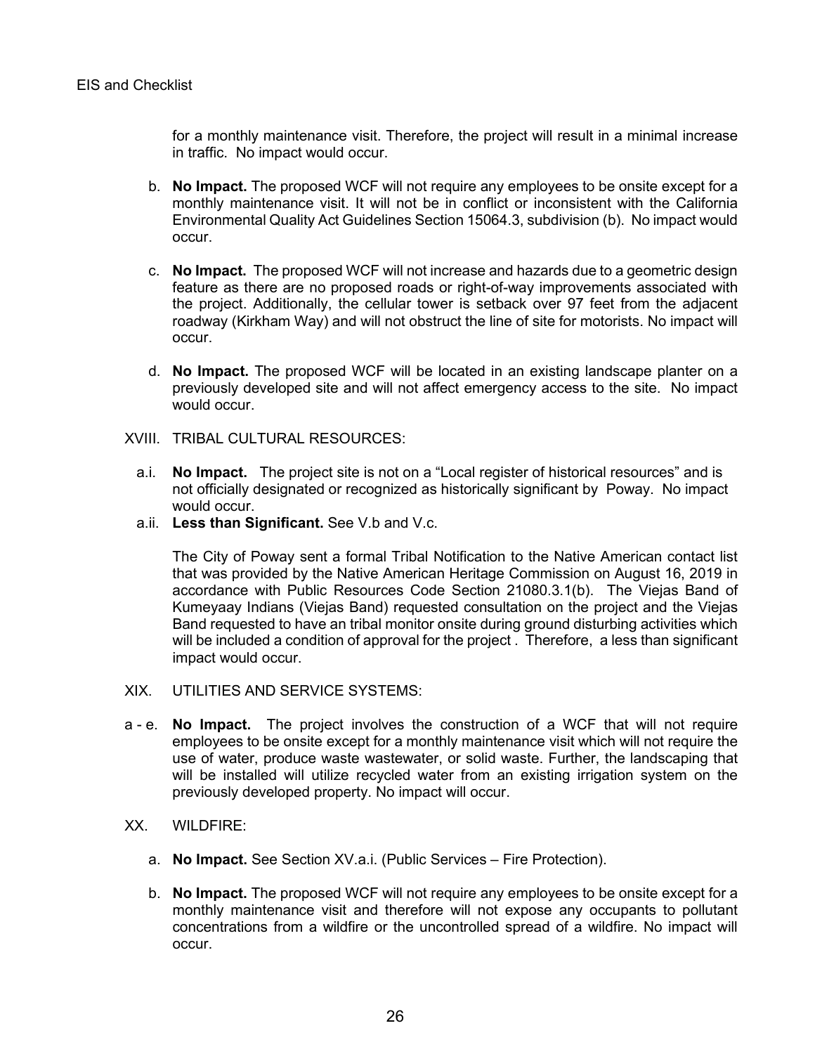for a monthly maintenance visit. Therefore, the project will result in a minimal increase in traffic. No impact would occur.

b. **No Impact.** The proposed WCF will not require any employees to be onsite except for a monthly maintenance visit. It will not be in conflict or inconsistent with the California Environmental Quality Act Guidelines Section 15064.3, subdivision (b). No impact would occur.

c. **No Impact.** The proposed WCF will not increase and hazards due to a geometric design feature as there are no proposed roads or right-of-way improvements associated with the project. Additionally, the cellular tower is setback over 97 feet from the adjacent roadway (Kirkham Way) and will not obstruct the line of site for motorists. No impact will occur.

d. **No Impact.** The proposed WCF will be located in an existing landscape planter on a previously developed site and will not affect emergency access to the site. No impact would occur.

XVIII. TRIBAL CULTURAL RESOURCES:

a.i. **No Impact.** The project site is not on a "Local register of historical resources" and is not officially designated or recognized as historically significant by Poway. No impact would occur.

a.ii. **Less than Significant.** See V.b and V.c.

The City of Poway sent a formal Tribal Notification to the Native American contact list that was provided by the Native American Heritage Commission on August 16, 2019 in accordance with Public Resources Code Section 21080.3.1(b). The Viejas Band of Kumeyaay Indians (Viejas Band) requested consultation on the project and the Viejas Band requested to have an tribal monitor onsite during ground disturbing activities which will be included a condition of approval for the project . Therefore, a less than significant impact would occur.

XIX. UTILITIES AND SERVICE SYSTEMS:

a - e. **No Impact.** The project involves the construction of a WCF that will not require employees to be onsite except for a monthly maintenance visit which will not require the use of water, produce waste wastewater, or solid waste. Further, the landscaping that will be installed will utilize recycled water from an existing irrigation system on the previously developed property. No impact will occur.

XX. WILDFIRE:

a. **No Impact.** See Section XV.a.i. (Public Services – Fire Protection).

b. **No Impact.** The proposed WCF will not require any employees to be onsite except for a monthly maintenance visit and therefore will not expose any occupants to pollutant concentrations from a wildfire or the uncontrolled spread of a wildfire. No impact will occur.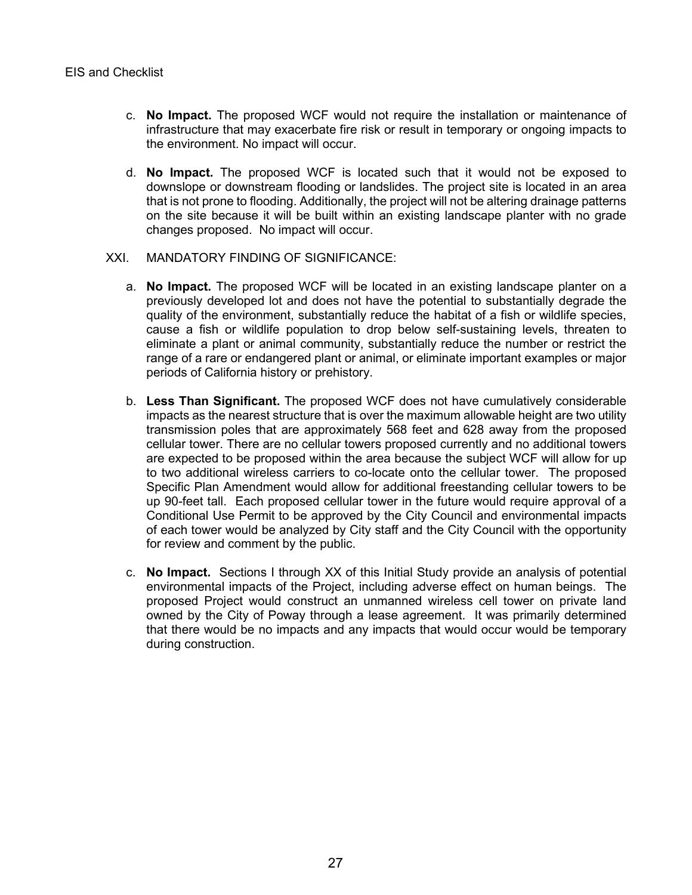c. **No Impact.** The proposed WCF would not require the installation or maintenance of infrastructure that may exacerbate fire risk or result in temporary or ongoing impacts to the environment. No impact will occur.

d. **No Impact.** The proposed WCF is located such that it would not be exposed to downslope or downstream flooding or landslides. The project site is located in an area that is not prone to flooding. Additionally, the project will not be altering drainage patterns on the site because it will be built within an existing landscape planter with no grade changes proposed. No impact will occur.

XXI. MANDATORY FINDING OF SIGNIFICANCE:

a. **No Impact.** The proposed WCF will be located in an existing landscape planter on a previously developed lot and does not have the potential to substantially degrade the quality of the environment, substantially reduce the habitat of a fish or wildlife species, cause a fish or wildlife population to drop below self-sustaining levels, threaten to eliminate a plant or animal community, substantially reduce the number or restrict the range of a rare or endangered plant or animal, or eliminate important examples or major periods of California history or prehistory.

b. **Less Than Significant.** The proposed WCF does not have cumulatively considerable impacts as the nearest structure that is over the maximum allowable height are two utility transmission poles that are approximately 568 feet and 628 away from the proposed cellular tower. There are no cellular towers proposed currently and no additional towers are expected to be proposed within the area because the subject WCF will allow for up to two additional wireless carriers to co-locate onto the cellular tower. The proposed Specific Plan Amendment would allow for additional freestanding cellular towers to be up 90-feet tall. Each proposed cellular tower in the future would require approval of a Conditional Use Permit to be approved by the City Council and environmental impacts of each tower would be analyzed by City staff and the City Council with the opportunity for review and comment by the public.

c. **No Impact.** Sections I through XX of this Initial Study provide an analysis of potential environmental impacts of the Project, including adverse effect on human beings. The proposed Project would construct an unmanned wireless cell tower on private land owned by the City of Poway through a lease agreement. It was primarily determined that there would be no impacts and any impacts that would occur would be temporary during construction.